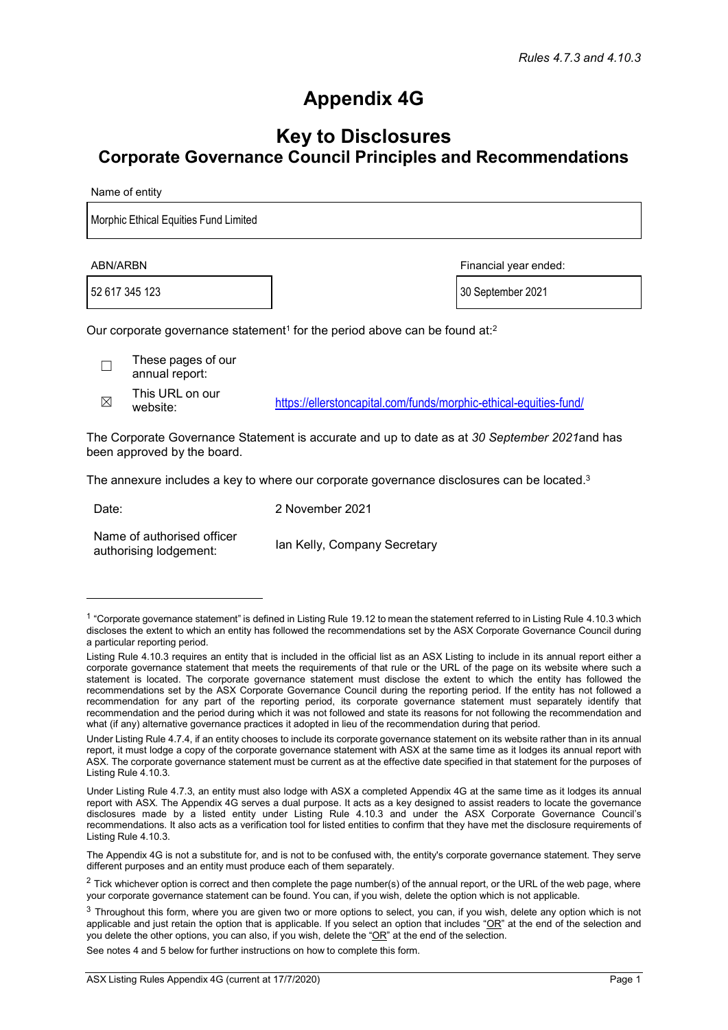*Rules 4.7.3 and 4.10.3*

# Appendix 4G

## Key to Disclosures
## Corporate Governance Council Principles and Recommendations

Name of entity

Morphic Ethical Equities Fund Limited

| ABN/ARBN | Financial year ended: |
|---|---|
| 52 617 345 123 | 30 September 2021 |

Our corporate governance statement[1] for the period above can be found at:[2]

☐ These pages of our annual report:

☒ This URL on our website: https://ellerstoncapital.com/funds/morphic-ethical-equities-fund/

The Corporate Governance Statement is accurate and up to date as at *30 September 2021*and has been approved by the board.

The annexure includes a key to where our corporate governance disclosures can be located.[3]

Date: 2 November 2021

Name of authorised officer authorising lodgement: Ian Kelly, Company Secretary

---

[1] "Corporate governance statement" is defined in Listing Rule 19.12 to mean the statement referred to in Listing Rule 4.10.3 which discloses the extent to which an entity has followed the recommendations set by the ASX Corporate Governance Council during a particular reporting period.

Listing Rule 4.10.3 requires an entity that is included in the official list as an ASX Listing to include in its annual report either a corporate governance statement that meets the requirements of that rule or the URL of the page on its website where such a statement is located. The corporate governance statement must disclose the extent to which the entity has followed the recommendations set by the ASX Corporate Governance Council during the reporting period. If the entity has not followed a recommendation for any part of the reporting period, its corporate governance statement must separately identify that recommendation and the period during which it was not followed and state its reasons for not following the recommendation and what (if any) alternative governance practices it adopted in lieu of the recommendation during that period.

Under Listing Rule 4.7.4, if an entity chooses to include its corporate governance statement on its website rather than in its annual report, it must lodge a copy of the corporate governance statement with ASX at the same time as it lodges its annual report with ASX. The corporate governance statement must be current as at the effective date specified in that statement for the purposes of Listing Rule 4.10.3.

Under Listing Rule 4.7.3, an entity must also lodge with ASX a completed Appendix 4G at the same time as it lodges its annual report with ASX. The Appendix 4G serves a dual purpose. It acts as a key designed to assist readers to locate the governance disclosures made by a listed entity under Listing Rule 4.10.3 and under the ASX Corporate Governance Council's recommendations. It also acts as a verification tool for listed entities to confirm that they have met the disclosure requirements of Listing Rule 4.10.3.

The Appendix 4G is not a substitute for, and is not to be confused with, the entity's corporate governance statement. They serve different purposes and an entity must produce each of them separately.

[2] Tick whichever option is correct and then complete the page number(s) of the annual report, or the URL of the web page, where your corporate governance statement can be found. You can, if you wish, delete the option which is not applicable.

[3] Throughout this form, where you are given two or more options to select, you can, if you wish, delete any option which is not applicable and just retain the option that is applicable. If you select an option that includes "OR" at the end of the selection and you delete the other options, you can also, if you wish, delete the "OR" at the end of the selection.

See notes 4 and 5 below for further instructions on how to complete this form.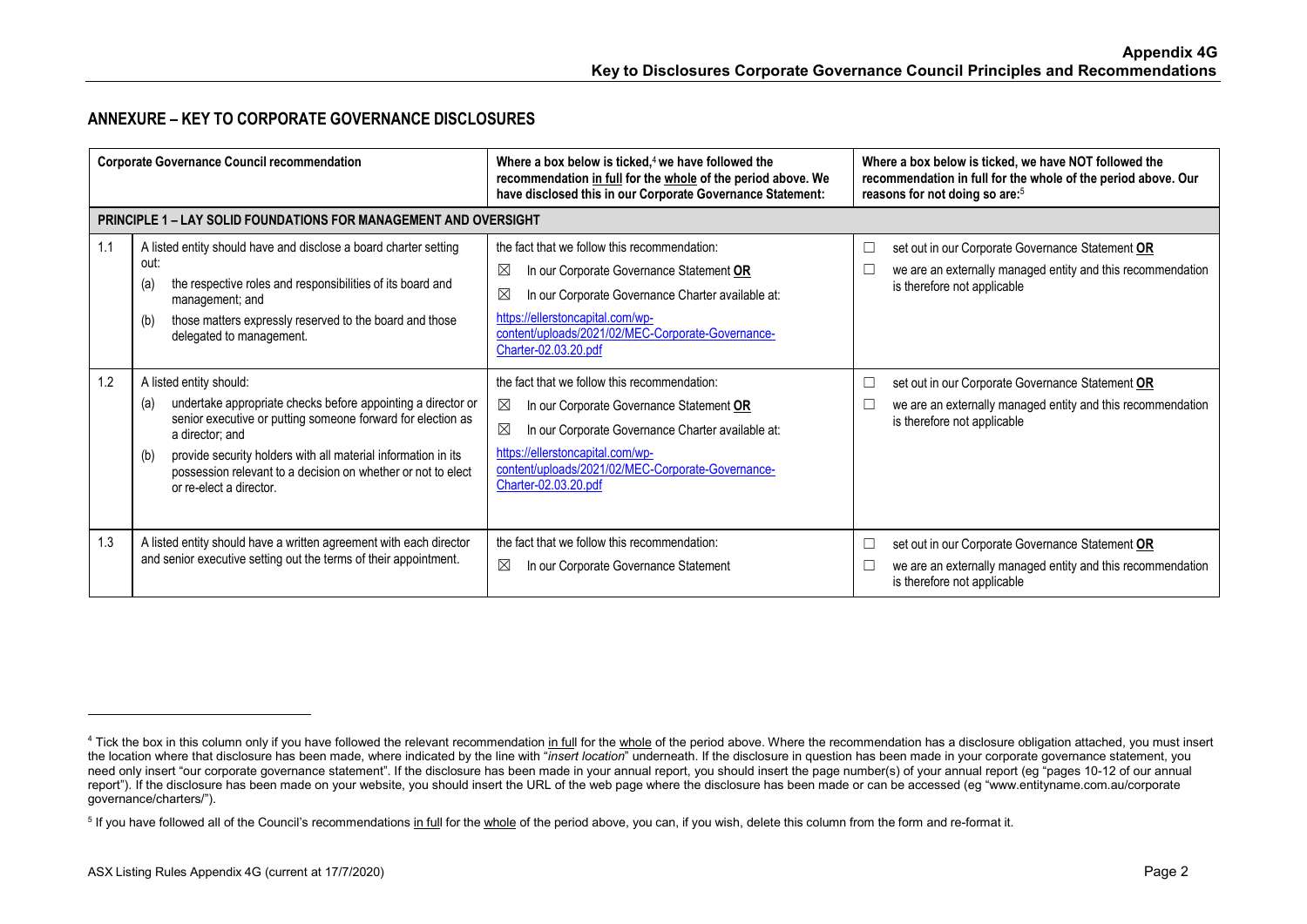## ANNEXURE – KEY TO CORPORATE GOVERNANCE DISCLOSURES

| | Corporate Governance Council recommendation | Where a box below is ticked,[4] we have followed the recommendation in full for the whole of the period above. We have disclosed this in our Corporate Governance Statement: | Where a box below is ticked, we have NOT followed the recommendation in full for the whole of the period above. Our reasons for not doing so are:[5] |
|---|---|---|---|
| **PRINCIPLE 1 – LAY SOLID FOUNDATIONS FOR MANAGEMENT AND OVERSIGHT** | | | |
| 1.1 | A listed entity should have and disclose a board charter setting out:<br>(a) the respective roles and responsibilities of its board and management; and<br>(b) those matters expressly reserved to the board and those delegated to management. | the fact that we follow this recommendation:<br>☒ In our Corporate Governance Statement **OR**<br>☒ In our Corporate Governance Charter available at:<br>https://ellerstoncapital.com/wp-content/uploads/2021/02/MEC-Corporate-Governance-Charter-02.03.20.pdf | ☐ set out in our Corporate Governance Statement **OR**<br>☐ we are an externally managed entity and this recommendation is therefore not applicable |
| 1.2 | A listed entity should:<br>(a) undertake appropriate checks before appointing a director or senior executive or putting someone forward for election as a director; and<br>(b) provide security holders with all material information in its possession relevant to a decision on whether or not to elect or re-elect a director. | the fact that we follow this recommendation:<br>☒ In our Corporate Governance Statement **OR**<br>☒ In our Corporate Governance Charter available at:<br>https://ellerstoncapital.com/wp-content/uploads/2021/02/MEC-Corporate-Governance-Charter-02.03.20.pdf | ☐ set out in our Corporate Governance Statement **OR**<br>☐ we are an externally managed entity and this recommendation is therefore not applicable |
| 1.3 | A listed entity should have a written agreement with each director and senior executive setting out the terms of their appointment. | the fact that we follow this recommendation:<br>☒ In our Corporate Governance Statement | ☐ set out in our Corporate Governance Statement **OR**<br>☐ we are an externally managed entity and this recommendation is therefore not applicable |

[4] Tick the box in this column only if you have followed the relevant recommendation in full for the whole of the period above. Where the recommendation has a disclosure obligation attached, you must insert the location where that disclosure has been made, where indicated by the line with "*insert location*" underneath. If the disclosure in question has been made in your corporate governance statement, you need only insert "our corporate governance statement". If the disclosure has been made in your annual report, you should insert the page number(s) of your annual report (eg "pages 10-12 of our annual report"). If the disclosure has been made on your website, you should insert the URL of the web page where the disclosure has been made or can be accessed (eg "www.entityname.com.au/corporate governance/charters/").

[5] If you have followed all of the Council's recommendations in full for the whole of the period above, you can, if you wish, delete this column from the form and re-format it.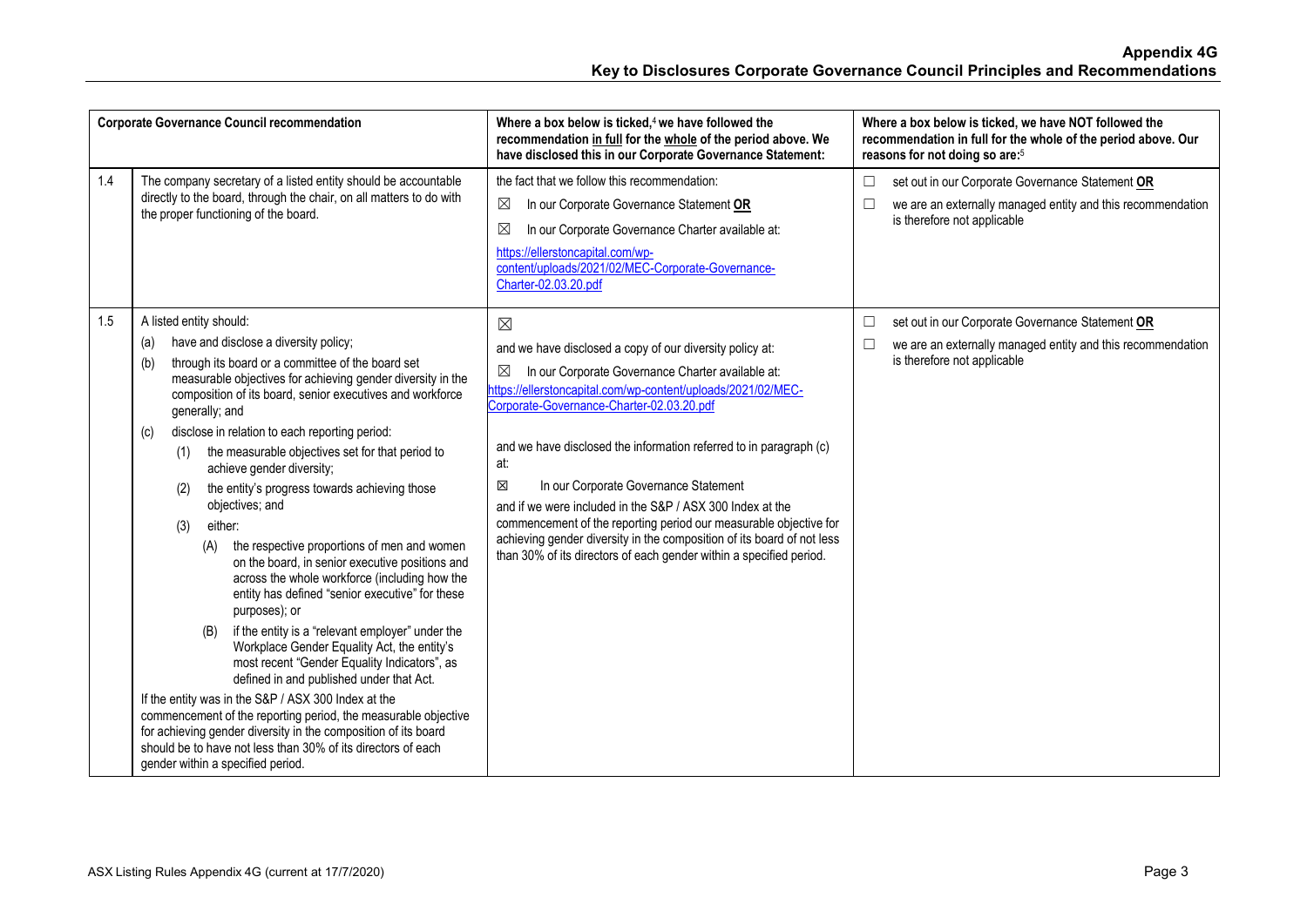| | Corporate Governance Council recommendation | Where a box below is ticked,[4] we have followed the recommendation in full for the whole of the period above. We have disclosed this in our Corporate Governance Statement: | Where a box below is ticked, we have NOT followed the recommendation in full for the whole of the period above. Our reasons for not doing so are:[5] |
|---|---|---|---|
| 1.4 | The company secretary of a listed entity should be accountable directly to the board, through the chair, on all matters to do with the proper functioning of the board. | the fact that we follow this recommendation:<br>☒ In our Corporate Governance Statement **OR**<br>☒ In our Corporate Governance Charter available at:<br>https://ellerstoncapital.com/wp-content/uploads/2021/02/MEC-Corporate-Governance-Charter-02.03.20.pdf | ☐ set out in our Corporate Governance Statement **OR**<br>☐ we are an externally managed entity and this recommendation is therefore not applicable |
| 1.5 | A listed entity should:<br>(a) have and disclose a diversity policy;<br>(b) through its board or a committee of the board set measurable objectives for achieving gender diversity in the composition of its board, senior executives and workforce generally; and<br>(c) disclose in relation to each reporting period:<br>(1) the measurable objectives set for that period to achieve gender diversity;<br>(2) the entity's progress towards achieving those objectives; and<br>(3) either:<br>(A) the respective proportions of men and women on the board, in senior executive positions and across the whole workforce (including how the entity has defined "senior executive" for these purposes); or<br>(B) if the entity is a "relevant employer" under the Workplace Gender Equality Act, the entity's most recent "Gender Equality Indicators", as defined in and published under that Act.<br>If the entity was in the S&P / ASX 300 Index at the commencement of the reporting period, the measurable objective for achieving gender diversity in the composition of its board should be to have not less than 30% of its directors of each gender within a specified period. | ☒<br>and we have disclosed a copy of our diversity policy at:<br>☒ In our Corporate Governance Charter available at:<br>https://ellerstoncapital.com/wp-content/uploads/2021/02/MEC-Corporate-Governance-Charter-02.03.20.pdf<br><br>and we have disclosed the information referred to in paragraph (c) at:<br>☒ In our Corporate Governance Statement<br>and if we were included in the S&P / ASX 300 Index at the commencement of the reporting period our measurable objective for achieving gender diversity in the composition of its board of not less than 30% of its directors of each gender within a specified period. | ☐ set out in our Corporate Governance Statement **OR**<br>☐ we are an externally managed entity and this recommendation is therefore not applicable |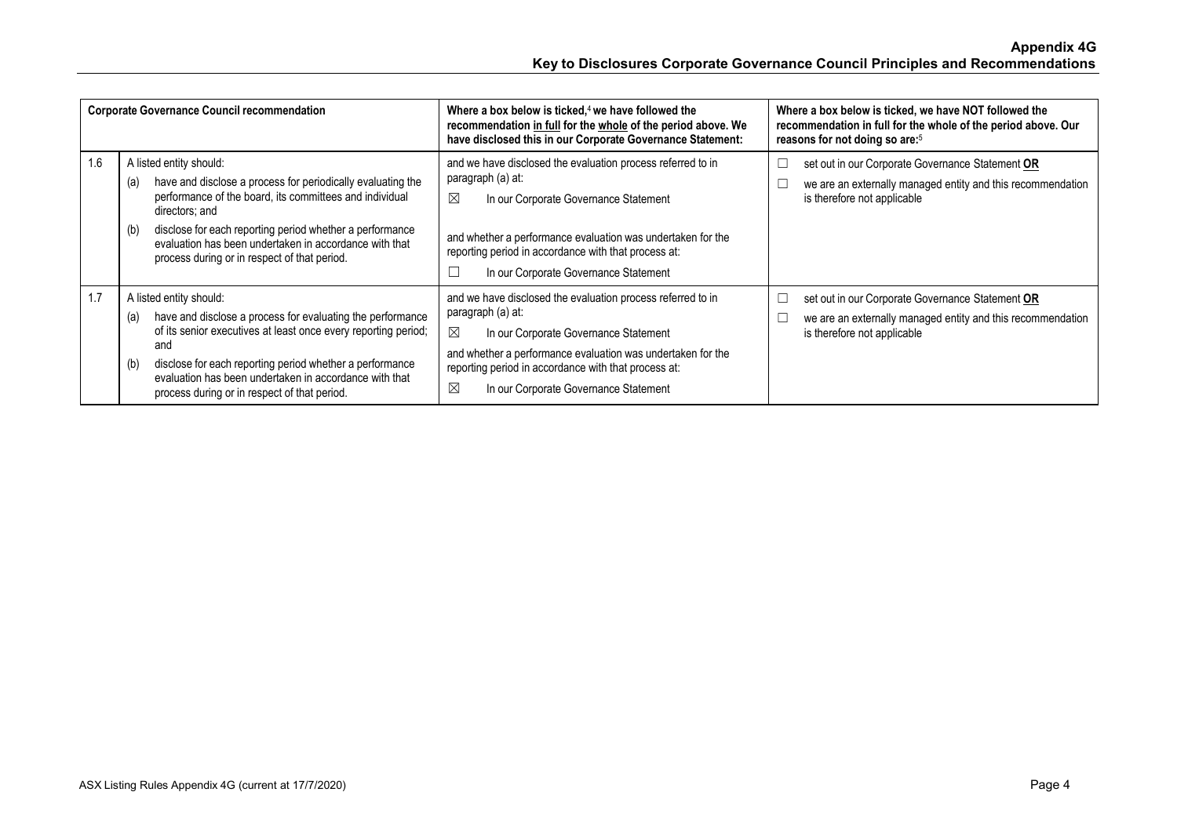| | Corporate Governance Council recommendation | Where a box below is ticked,[4] we have followed the recommendation in full for the whole of the period above. We have disclosed this in our Corporate Governance Statement: | Where a box below is ticked, we have NOT followed the recommendation in full for the whole of the period above. Our reasons for not doing so are:[5] |
|---|---|---|---|
| 1.6 | A listed entity should:<br>(a) have and disclose a process for periodically evaluating the performance of the board, its committees and individual directors; and<br>(b) disclose for each reporting period whether a performance evaluation has been undertaken in accordance with that process during or in respect of that period. | and we have disclosed the evaluation process referred to in paragraph (a) at:<br>☒ In our Corporate Governance Statement<br><br>and whether a performance evaluation was undertaken for the reporting period in accordance with that process at:<br>☐ In our Corporate Governance Statement | ☐ set out in our Corporate Governance Statement **OR**<br>☐ we are an externally managed entity and this recommendation is therefore not applicable |
| 1.7 | A listed entity should:<br>(a) have and disclose a process for evaluating the performance of its senior executives at least once every reporting period; and<br>(b) disclose for each reporting period whether a performance evaluation has been undertaken in accordance with that process during or in respect of that period. | and we have disclosed the evaluation process referred to in paragraph (a) at:<br>☒ In our Corporate Governance Statement<br>and whether a performance evaluation was undertaken for the reporting period in accordance with that process at:<br>☒ In our Corporate Governance Statement | ☐ set out in our Corporate Governance Statement **OR**<br>☐ we are an externally managed entity and this recommendation is therefore not applicable |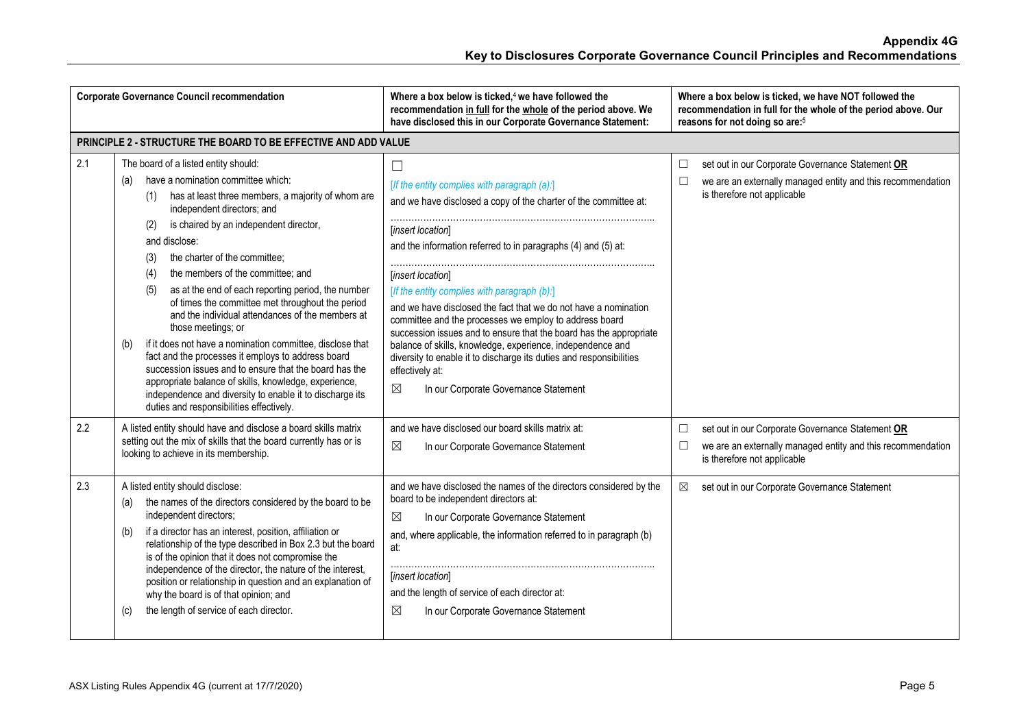| | Corporate Governance Council recommendation | Where a box below is ticked,[4] we have followed the recommendation in full for the whole of the period above. We have disclosed this in our Corporate Governance Statement: | Where a box below is ticked, we have NOT followed the recommendation in full for the whole of the period above. Our reasons for not doing so are:[5] |
|---|---|---|---|
| **PRINCIPLE 2 - STRUCTURE THE BOARD TO BE EFFECTIVE AND ADD VALUE** | | | |
| 2.1 | The board of a listed entity should:<br>(a) have a nomination committee which:<br>(1) has at least three members, a majority of whom are independent directors; and<br>(2) is chaired by an independent director,<br>and disclose:<br>(3) the charter of the committee;<br>(4) the members of the committee; and<br>(5) as at the end of each reporting period, the number of times the committee met throughout the period and the individual attendances of the members at those meetings; or<br>(b) if it does not have a nomination committee, disclose that fact and the processes it employs to address board succession issues and to ensure that the board has the appropriate balance of skills, knowledge, experience, independence and diversity to enable it to discharge its duties and responsibilities effectively. | ☐<br>*[If the entity complies with paragraph (a):]*<br>and we have disclosed a copy of the charter of the committee at:<br>……………………………………………………………………<br>[*insert location*]<br>and the information referred to in paragraphs (4) and (5) at:<br>……………………………………………………………………<br>[*insert location*]<br>*[If the entity complies with paragraph (b):]*<br>and we have disclosed the fact that we do not have a nomination committee and the processes we employ to address board succession issues and to ensure that the board has the appropriate balance of skills, knowledge, experience, independence and diversity to enable it to discharge its duties and responsibilities effectively at:<br>☒ In our Corporate Governance Statement | ☐ set out in our Corporate Governance Statement **OR**<br>☐ we are an externally managed entity and this recommendation is therefore not applicable |
| 2.2 | A listed entity should have and disclose a board skills matrix setting out the mix of skills that the board currently has or is looking to achieve in its membership. | and we have disclosed our board skills matrix at:<br>☒ In our Corporate Governance Statement | ☐ set out in our Corporate Governance Statement **OR**<br>☐ we are an externally managed entity and this recommendation is therefore not applicable |
| 2.3 | A listed entity should disclose:<br>(a) the names of the directors considered by the board to be independent directors;<br>(b) if a director has an interest, position, affiliation or relationship of the type described in Box 2.3 but the board is of the opinion that it does not compromise the independence of the director, the nature of the interest, position or relationship in question and an explanation of why the board is of that opinion; and<br>(c) the length of service of each director. | and we have disclosed the names of the directors considered by the board to be independent directors at:<br>☒ In our Corporate Governance Statement<br>and, where applicable, the information referred to in paragraph (b) at:<br>……………………………………………………………………<br>[*insert location*]<br>and the length of service of each director at:<br>☒ In our Corporate Governance Statement | ☒ set out in our Corporate Governance Statement |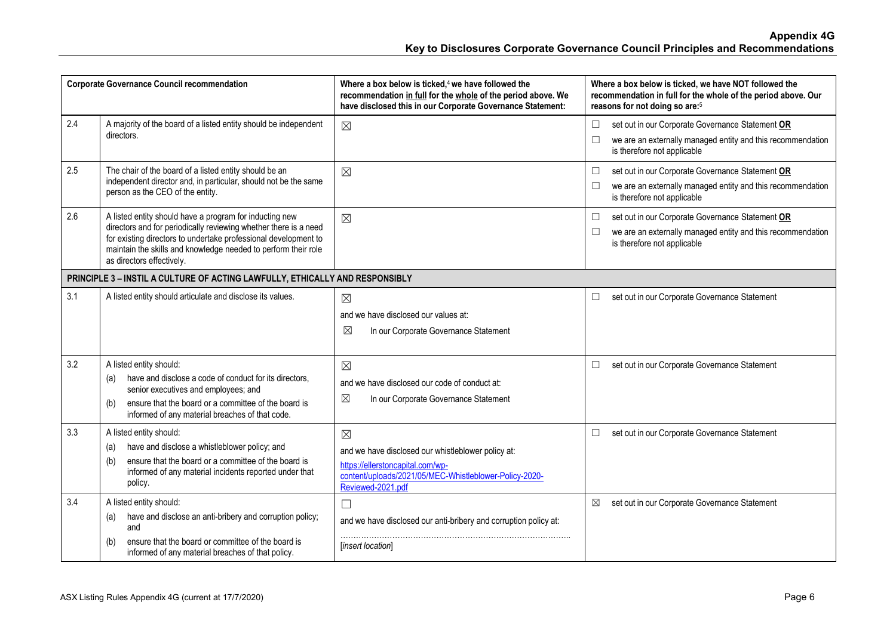| Corporate Governance Council recommendation | | Where a box below is ticked,[4] we have followed the recommendation in full for the whole of the period above. We have disclosed this in our Corporate Governance Statement: | Where a box below is ticked, we have NOT followed the recommendation in full for the whole of the period above. Our reasons for not doing so are:[5] |
|---|---|---|---|
| 2.4 | A majority of the board of a listed entity should be independent directors. | ☒ | ☐ set out in our Corporate Governance Statement **OR**<br>☐ we are an externally managed entity and this recommendation is therefore not applicable |
| 2.5 | The chair of the board of a listed entity should be an independent director and, in particular, should not be the same person as the CEO of the entity. | ☒ | ☐ set out in our Corporate Governance Statement **OR**<br>☐ we are an externally managed entity and this recommendation is therefore not applicable |
| 2.6 | A listed entity should have a program for inducting new directors and for periodically reviewing whether there is a need for existing directors to undertake professional development to maintain the skills and knowledge needed to perform their role as directors effectively. | ☒ | ☐ set out in our Corporate Governance Statement **OR**<br>☐ we are an externally managed entity and this recommendation is therefore not applicable |
| **PRINCIPLE 3 – INSTIL A CULTURE OF ACTING LAWFULLY, ETHICALLY AND RESPONSIBLY** | | | |
| 3.1 | A listed entity should articulate and disclose its values. | ☒<br>and we have disclosed our values at:<br>☒ In our Corporate Governance Statement | ☐ set out in our Corporate Governance Statement |
| 3.2 | A listed entity should:<br>(a) have and disclose a code of conduct for its directors, senior executives and employees; and<br>(b) ensure that the board or a committee of the board is informed of any material breaches of that code. | ☒<br>and we have disclosed our code of conduct at:<br>☒ In our Corporate Governance Statement | ☐ set out in our Corporate Governance Statement |
| 3.3 | A listed entity should:<br>(a) have and disclose a whistleblower policy; and<br>(b) ensure that the board or a committee of the board is informed of any material incidents reported under that policy. | ☒<br>and we have disclosed our whistleblower policy at:<br>https://ellerstoncapital.com/wp-content/uploads/2021/05/MEC-Whistleblower-Policy-2020-Reviewed-2021.pdf | ☐ set out in our Corporate Governance Statement |
| 3.4 | A listed entity should:<br>(a) have and disclose an anti-bribery and corruption policy; and<br>(b) ensure that the board or committee of the board is informed of any material breaches of that policy. | ☐<br>and we have disclosed our anti-bribery and corruption policy at:<br>………………………………………………………………………….<br>[*insert location*] | ☒ set out in our Corporate Governance Statement |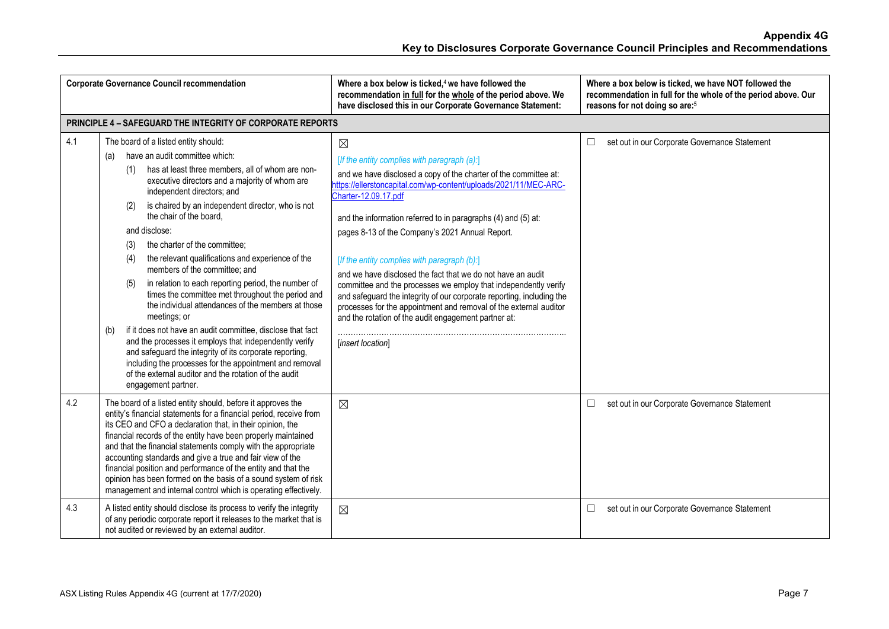# Appendix 4G
## Key to Disclosures Corporate Governance Council Principles and Recommendations

| | Corporate Governance Council recommendation | Where a box below is ticked,[4] we have followed the recommendation in full for the whole of the period above. We have disclosed this in our Corporate Governance Statement: | Where a box below is ticked, we have NOT followed the recommendation in full for the whole of the period above. Our reasons for not doing so are:[5] |
|---|---|---|---|
| **PRINCIPLE 4 – SAFEGUARD THE INTEGRITY OF CORPORATE REPORTS** | | | |
| 4.1 | The board of a listed entity should:<br>(a) have an audit committee which:<br>(1) has at least three members, all of whom are non-executive directors and a majority of whom are independent directors; and<br>(2) is chaired by an independent director, who is not the chair of the board,<br>and disclose:<br>(3) the charter of the committee;<br>(4) the relevant qualifications and experience of the members of the committee; and<br>(5) in relation to each reporting period, the number of times the committee met throughout the period and the individual attendances of the members at those meetings; or<br>(b) if it does not have an audit committee, disclose that fact and the processes it employs that independently verify and safeguard the integrity of its corporate reporting, including the processes for the appointment and removal of the external auditor and the rotation of the audit engagement partner. | ☒<br>*[If the entity complies with paragraph (a):]*<br>and we have disclosed a copy of the charter of the committee at: https://ellerstoncapital.com/wp-content/uploads/2021/11/MEC-ARC-Charter-12.09.17.pdf<br>and the information referred to in paragraphs (4) and (5) at: pages 8-13 of the Company's 2021 Annual Report.<br>*[If the entity complies with paragraph (b):]*<br>and we have disclosed the fact that we do not have an audit committee and the processes we employ that independently verify and safeguard the integrity of our corporate reporting, including the processes for the appointment and removal of the external auditor and the rotation of the audit engagement partner at:<br>……………………………………………………………………………<br>[*insert location*] | ☐ set out in our Corporate Governance Statement |
| 4.2 | The board of a listed entity should, before it approves the entity's financial statements for a financial period, receive from its CEO and CFO a declaration that, in their opinion, the financial records of the entity have been properly maintained and that the financial statements comply with the appropriate accounting standards and give a true and fair view of the financial position and performance of the entity and that the opinion has been formed on the basis of a sound system of risk management and internal control which is operating effectively. | ☒ | ☐ set out in our Corporate Governance Statement |
| 4.3 | A listed entity should disclose its process to verify the integrity of any periodic corporate report it releases to the market that is not audited or reviewed by an external auditor. | ☒ | ☐ set out in our Corporate Governance Statement |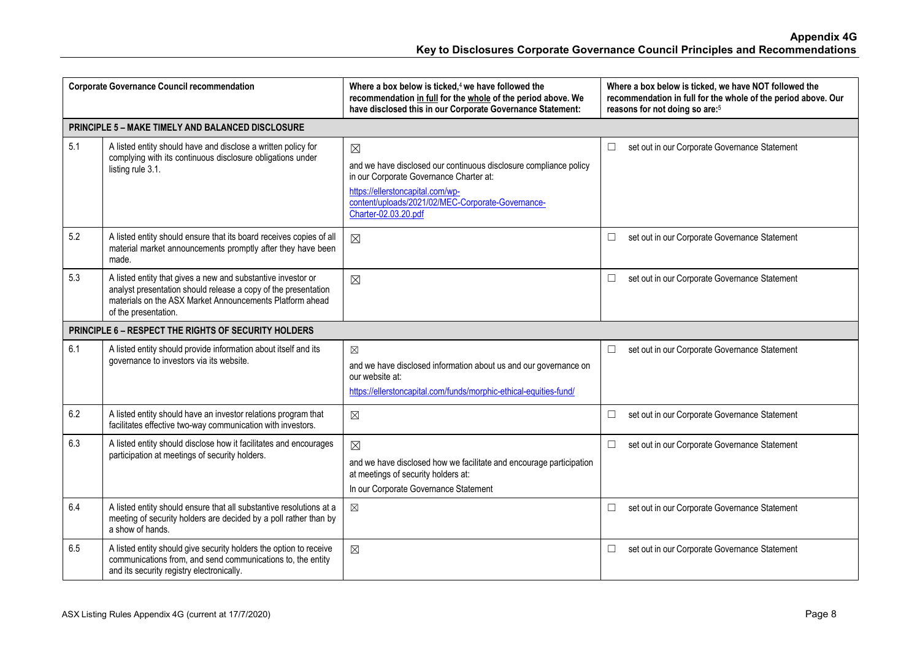| Corporate Governance Council recommendation | | Where a box below is ticked,[4] we have followed the recommendation in full for the whole of the period above. We have disclosed this in our Corporate Governance Statement: | Where a box below is ticked, we have NOT followed the recommendation in full for the whole of the period above. Our reasons for not doing so are:[5] |
|---|---|---|---|
| **PRINCIPLE 5 – MAKE TIMELY AND BALANCED DISCLOSURE** | | | |
| 5.1 | A listed entity should have and disclose a written policy for complying with its continuous disclosure obligations under listing rule 3.1. | ☒ and we have disclosed our continuous disclosure compliance policy in our Corporate Governance Charter at: https://ellerstoncapital.com/wp-content/uploads/2021/02/MEC-Corporate-Governance-Charter-02.03.20.pdf | ☐ set out in our Corporate Governance Statement |
| 5.2 | A listed entity should ensure that its board receives copies of all material market announcements promptly after they have been made. | ☒ | ☐ set out in our Corporate Governance Statement |
| 5.3 | A listed entity that gives a new and substantive investor or analyst presentation should release a copy of the presentation materials on the ASX Market Announcements Platform ahead of the presentation. | ☒ | ☐ set out in our Corporate Governance Statement |
| **PRINCIPLE 6 – RESPECT THE RIGHTS OF SECURITY HOLDERS** | | | |
| 6.1 | A listed entity should provide information about itself and its governance to investors via its website. | ☒ and we have disclosed information about us and our governance on our website at: https://ellerstoncapital.com/funds/morphic-ethical-equities-fund/ | ☐ set out in our Corporate Governance Statement |
| 6.2 | A listed entity should have an investor relations program that facilitates effective two-way communication with investors. | ☒ | ☐ set out in our Corporate Governance Statement |
| 6.3 | A listed entity should disclose how it facilitates and encourages participation at meetings of security holders. | ☒ and we have disclosed how we facilitate and encourage participation at meetings of security holders at: In our Corporate Governance Statement | ☐ set out in our Corporate Governance Statement |
| 6.4 | A listed entity should ensure that all substantive resolutions at a meeting of security holders are decided by a poll rather than by a show of hands. | ☒ | ☐ set out in our Corporate Governance Statement |
| 6.5 | A listed entity should give security holders the option to receive communications from, and send communications to, the entity and its security registry electronically. | ☒ | ☐ set out in our Corporate Governance Statement |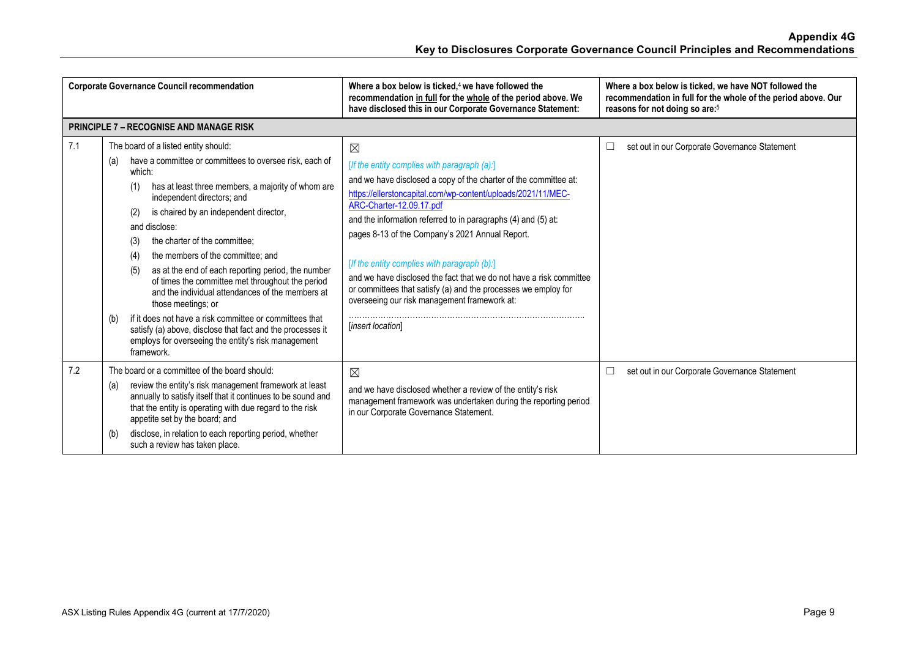| | Corporate Governance Council recommendation | Where a box below is ticked,[4] we have followed the recommendation in full for the whole of the period above. We have disclosed this in our Corporate Governance Statement: | Where a box below is ticked, we have NOT followed the recommendation in full for the whole of the period above. Our reasons for not doing so are:[5] |
|---|---|---|---|
| **PRINCIPLE 7 – RECOGNISE AND MANAGE RISK** | | | |
| 7.1 | The board of a listed entity should:<br>(a) have a committee or committees to oversee risk, each of which:<br>(1) has at least three members, a majority of whom are independent directors; and<br>(2) is chaired by an independent director,<br>and disclose:<br>(3) the charter of the committee;<br>(4) the members of the committee; and<br>(5) as at the end of each reporting period, the number of times the committee met throughout the period and the individual attendances of the members at those meetings; or<br>(b) if it does not have a risk committee or committees that satisfy (a) above, disclose that fact and the processes it employs for overseeing the entity's risk management framework. | ☒<br>*[If the entity complies with paragraph (a):]*<br>and we have disclosed a copy of the charter of the committee at:<br>https://ellerstoncapital.com/wp-content/uploads/2021/11/MEC-ARC-Charter-12.09.17.pdf<br>and the information referred to in paragraphs (4) and (5) at:<br>pages 8-13 of the Company's 2021 Annual Report.<br>*[If the entity complies with paragraph (b):]*<br>and we have disclosed the fact that we do not have a risk committee or committees that satisfy (a) and the processes we employ for overseeing our risk management framework at:<br>………………………………………………………………………….<br>*[insert location]* | ☐ set out in our Corporate Governance Statement |
| 7.2 | The board or a committee of the board should:<br>(a) review the entity's risk management framework at least annually to satisfy itself that it continues to be sound and that the entity is operating with due regard to the risk appetite set by the board; and<br>(b) disclose, in relation to each reporting period, whether such a review has taken place. | ☒<br>and we have disclosed whether a review of the entity's risk management framework was undertaken during the reporting period in our Corporate Governance Statement. | ☐ set out in our Corporate Governance Statement |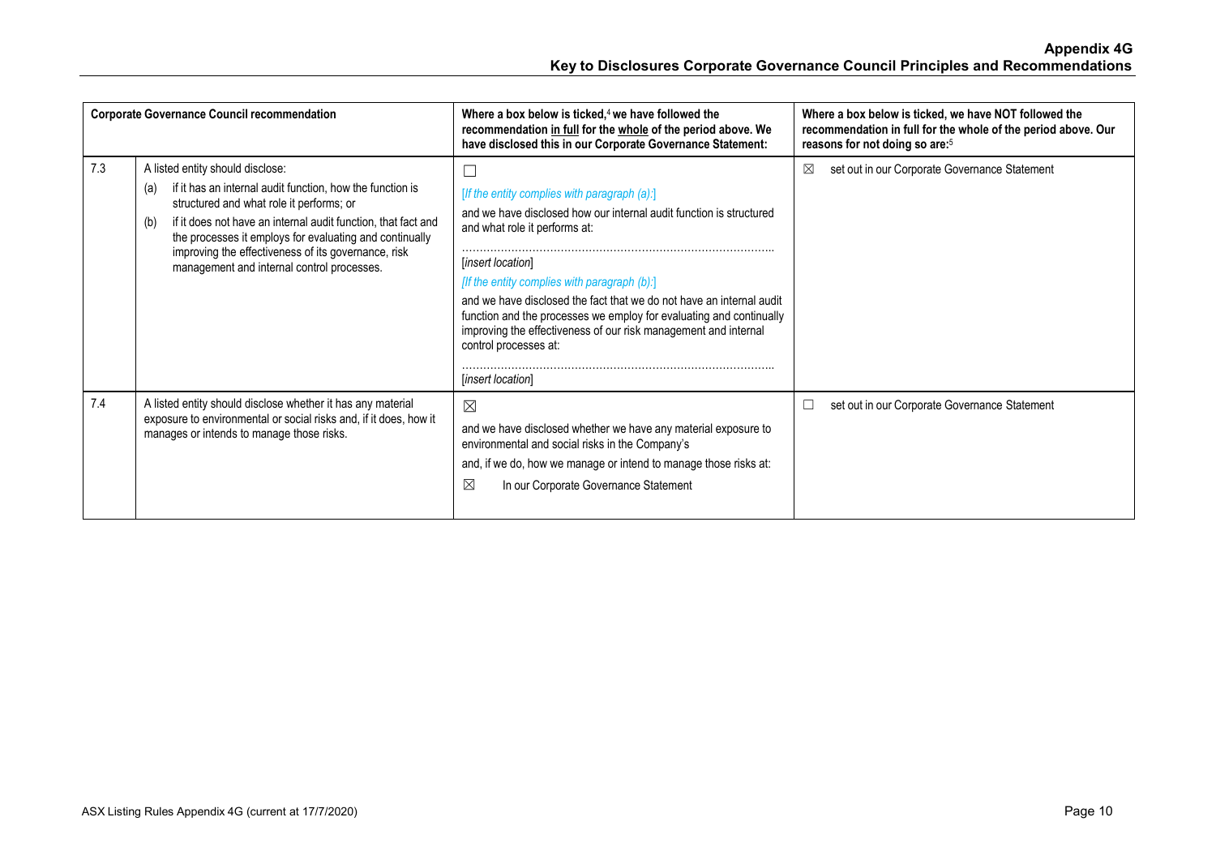| Corporate Governance Council recommendation | | Where a box below is ticked,[4] we have followed the recommendation in full for the whole of the period above. We have disclosed this in our Corporate Governance Statement: | Where a box below is ticked, we have NOT followed the recommendation in full for the whole of the period above. Our reasons for not doing so are:[5] |
|---|---|---|---|
| 7.3 | A listed entity should disclose:<br>(a) if it has an internal audit function, how the function is structured and what role it performs; or<br>(b) if it does not have an internal audit function, that fact and the processes it employs for evaluating and continually improving the effectiveness of its governance, risk management and internal control processes. | ☐<br>*[If the entity complies with paragraph (a):]*<br>and we have disclosed how our internal audit function is structured and what role it performs at:<br>………………………………………………………………………….<br>[*insert location*]<br>*[If the entity complies with paragraph (b):]*<br>and we have disclosed the fact that we do not have an internal audit function and the processes we employ for evaluating and continually improving the effectiveness of our risk management and internal control processes at:<br>………………………………………………………………………….<br>[*insert location*] | ☒ set out in our Corporate Governance Statement |
| 7.4 | A listed entity should disclose whether it has any material exposure to environmental or social risks and, if it does, how it manages or intends to manage those risks. | ☒<br>and we have disclosed whether we have any material exposure to environmental and social risks in the Company's<br>and, if we do, how we manage or intend to manage those risks at:<br>☒ In our Corporate Governance Statement | ☐ set out in our Corporate Governance Statement |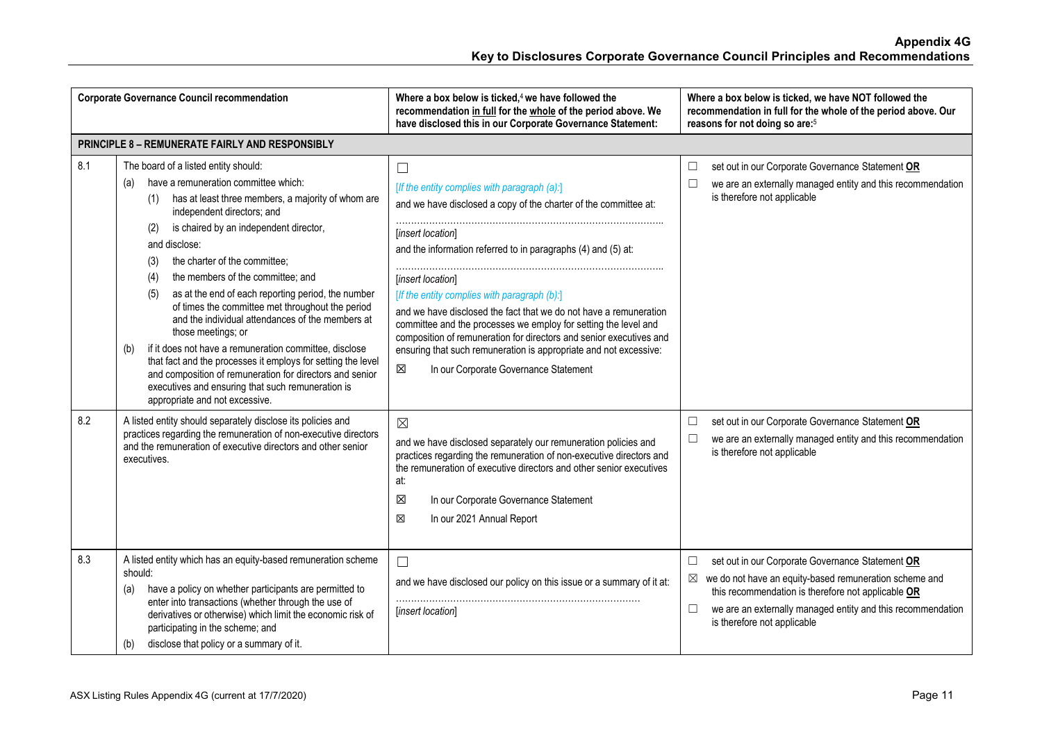| | Corporate Governance Council recommendation | Where a box below is ticked,[4] we have followed the recommendation in full for the whole of the period above. We have disclosed this in our Corporate Governance Statement: | Where a box below is ticked, we have NOT followed the recommendation in full for the whole of the period above. Our reasons for not doing so are:[5] |
|---|---|---|---|
| **PRINCIPLE 8 – REMUNERATE FAIRLY AND RESPONSIBLY** | | | |
| 8.1 | The board of a listed entity should:<br>(a) have a remuneration committee which:<br>(1) has at least three members, a majority of whom are independent directors; and<br>(2) is chaired by an independent director,<br>and disclose:<br>(3) the charter of the committee;<br>(4) the members of the committee; and<br>(5) as at the end of each reporting period, the number of times the committee met throughout the period and the individual attendances of the members at those meetings; or<br>(b) if it does not have a remuneration committee, disclose that fact and the processes it employs for setting the level and composition of remuneration for directors and senior executives and ensuring that such remuneration is appropriate and not excessive. | ☐<br>*[If the entity complies with paragraph (a):]*<br>and we have disclosed a copy of the charter of the committee at:<br>……………………………………………………………………………<br>*[insert location]*<br>and the information referred to in paragraphs (4) and (5) at:<br>……………………………………………………………………………<br>*[insert location]*<br>*[If the entity complies with paragraph (b):]*<br>and we have disclosed the fact that we do not have a remuneration committee and the processes we employ for setting the level and composition of remuneration for directors and senior executives and ensuring that such remuneration is appropriate and not excessive:<br>☒ In our Corporate Governance Statement | ☐ set out in our Corporate Governance Statement **OR**<br>☐ we are an externally managed entity and this recommendation is therefore not applicable |
| 8.2 | A listed entity should separately disclose its policies and practices regarding the remuneration of non-executive directors and the remuneration of executive directors and other senior executives. | ☒<br>and we have disclosed separately our remuneration policies and practices regarding the remuneration of non-executive directors and the remuneration of executive directors and other senior executives at:<br>☒ In our Corporate Governance Statement<br>☒ In our 2021 Annual Report | ☐ set out in our Corporate Governance Statement **OR**<br>☐ we are an externally managed entity and this recommendation is therefore not applicable |
| 8.3 | A listed entity which has an equity-based remuneration scheme should:<br>(a) have a policy on whether participants are permitted to enter into transactions (whether through the use of derivatives or otherwise) which limit the economic risk of participating in the scheme; and<br>(b) disclose that policy or a summary of it. | ☐<br>and we have disclosed our policy on this issue or a summary of it at:<br>……………………………………………………………………<br>*[insert location]* | ☐ set out in our Corporate Governance Statement **OR**<br>☒ we do not have an equity-based remuneration scheme and this recommendation is therefore not applicable **OR**<br>☐ we are an externally managed entity and this recommendation is therefore not applicable |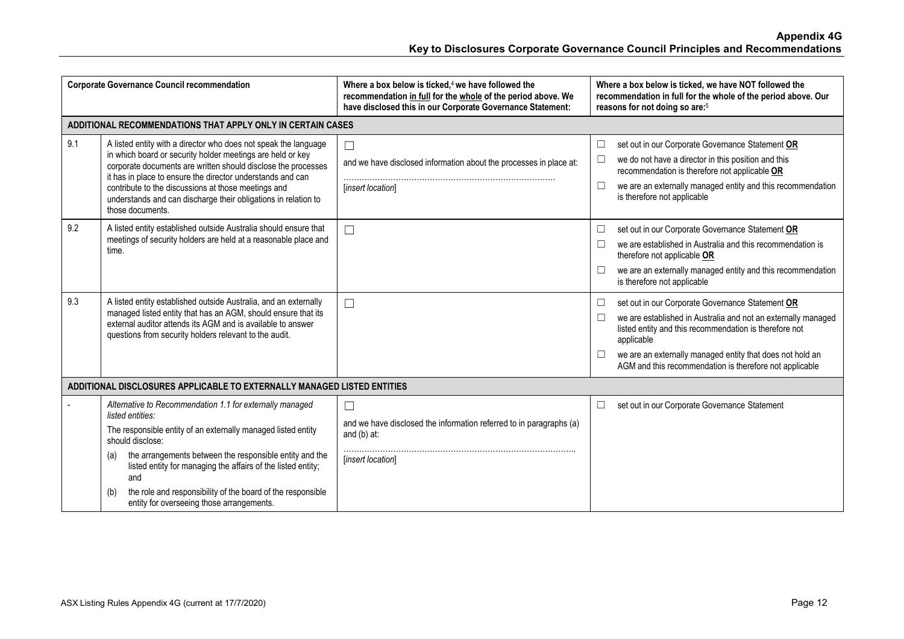# Appendix 4G
## Key to Disclosures Corporate Governance Council Principles and Recommendations

| | Corporate Governance Council recommendation | Where a box below is ticked,[4] we have followed the recommendation in full for the whole of the period above. We have disclosed this in our Corporate Governance Statement: | Where a box below is ticked, we have NOT followed the recommendation in full for the whole of the period above. Our reasons for not doing so are:[5] |
|---|---|---|---|
| **ADDITIONAL RECOMMENDATIONS THAT APPLY ONLY IN CERTAIN CASES** | | | |
| 9.1 | A listed entity with a director who does not speak the language in which board or security holder meetings are held or key corporate documents are written should disclose the processes it has in place to ensure the director understands and can contribute to the discussions at those meetings and understands and can discharge their obligations in relation to those documents. | ☐ and we have disclosed information about the processes in place at: ……………………………………………………………………… [*insert location*] | ☐ set out in our Corporate Governance Statement **OR** ☐ we do not have a director in this position and this recommendation is therefore not applicable **OR** ☐ we are an externally managed entity and this recommendation is therefore not applicable |
| 9.2 | A listed entity established outside Australia should ensure that meetings of security holders are held at a reasonable place and time. | ☐ | ☐ set out in our Corporate Governance Statement **OR** ☐ we are established in Australia and this recommendation is therefore not applicable **OR** ☐ we are an externally managed entity and this recommendation is therefore not applicable |
| 9.3 | A listed entity established outside Australia, and an externally managed listed entity that has an AGM, should ensure that its external auditor attends its AGM and is available to answer questions from security holders relevant to the audit. | ☐ | ☐ set out in our Corporate Governance Statement **OR** ☐ we are established in Australia and not an externally managed listed entity and this recommendation is therefore not applicable ☐ we are an externally managed entity that does not hold an AGM and this recommendation is therefore not applicable |
| **ADDITIONAL DISCLOSURES APPLICABLE TO EXTERNALLY MANAGED LISTED ENTITIES** | | | |
| - | *Alternative to Recommendation 1.1 for externally managed listed entities:* The responsible entity of an externally managed listed entity should disclose: (a) the arrangements between the responsible entity and the listed entity for managing the affairs of the listed entity; and (b) the role and responsibility of the board of the responsible entity for overseeing those arrangements. | ☐ and we have disclosed the information referred to in paragraphs (a) and (b) at: …………………………………………………………………………….. [*insert location*] | ☐ set out in our Corporate Governance Statement |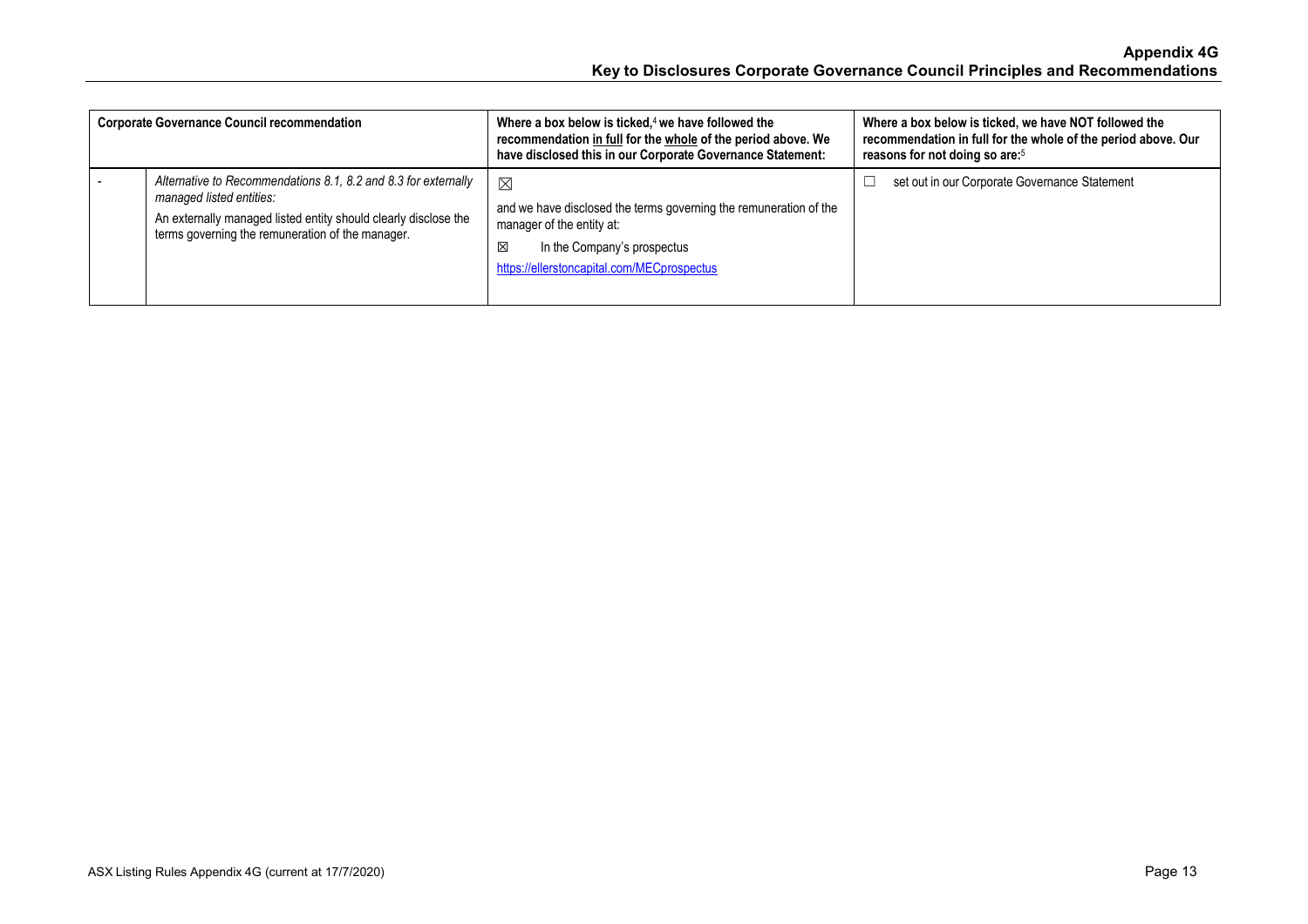| Corporate Governance Council recommendation | | Where a box below is ticked,[4] we have followed the recommendation in full for the whole of the period above. We have disclosed this in our Corporate Governance Statement: | Where a box below is ticked, we have NOT followed the recommendation in full for the whole of the period above. Our reasons for not doing so are:[5] |
|---|---|---|---|
| - | *Alternative to Recommendations 8.1, 8.2 and 8.3 for externally managed listed entities:* An externally managed listed entity should clearly disclose the terms governing the remuneration of the manager. | ☒ and we have disclosed the terms governing the remuneration of the manager of the entity at: ☒ In the Company's prospectus https://ellerstoncapital.com/MECprospectus | ☐ set out in our Corporate Governance Statement |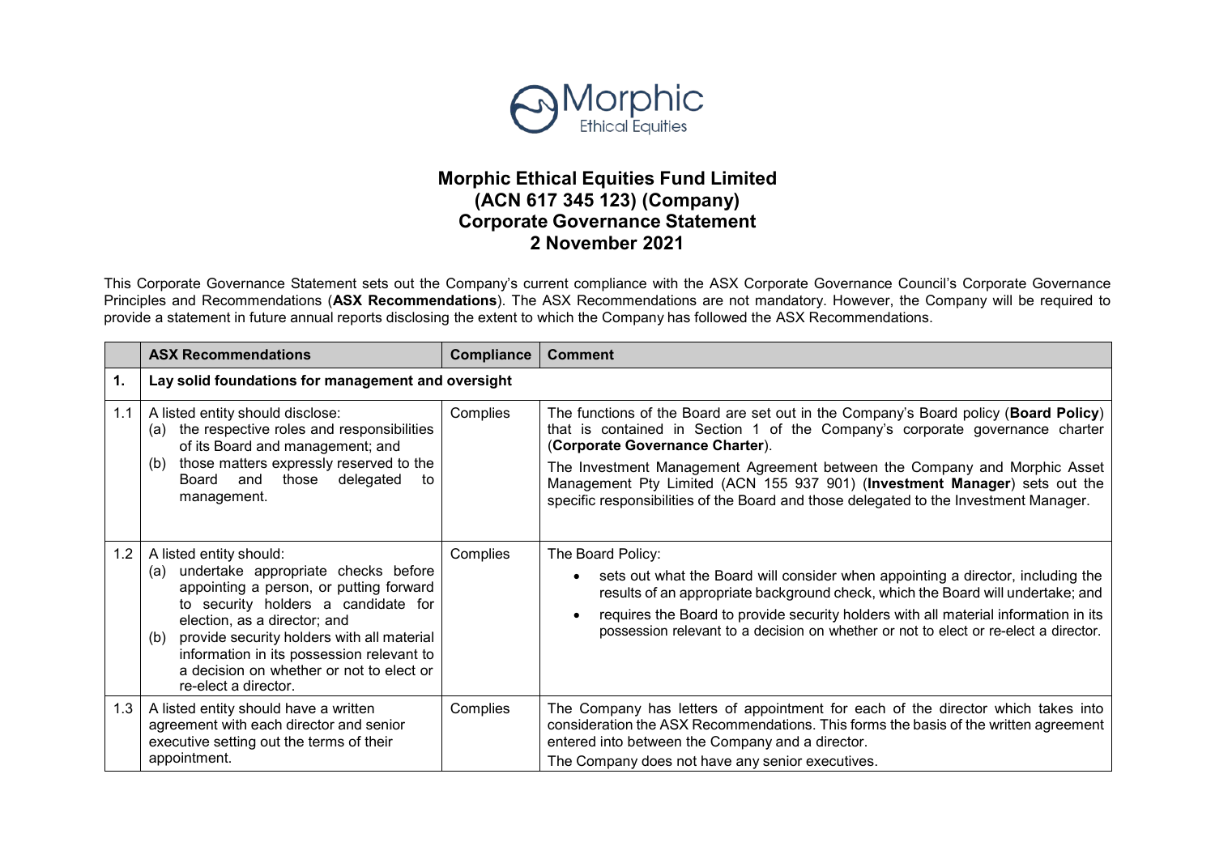# Morphic Ethical Equities Fund Limited
# (ACN 617 345 123) (Company)
# Corporate Governance Statement
# 2 November 2021

This Corporate Governance Statement sets out the Company's current compliance with the ASX Corporate Governance Council's Corporate Governance Principles and Recommendations (**ASX Recommendations**). The ASX Recommendations are not mandatory. However, the Company will be required to provide a statement in future annual reports disclosing the extent to which the Company has followed the ASX Recommendations.

| | ASX Recommendations | Compliance | Comment |
|---|---|---|---|
| **1.** | **Lay solid foundations for management and oversight** | | |
| 1.1 | A listed entity should disclose:<br>(a) the respective roles and responsibilities of its Board and management; and<br>(b) those matters expressly reserved to the Board and those delegated to management. | Complies | The functions of the Board are set out in the Company's Board policy (**Board Policy**) that is contained in Section 1 of the Company's corporate governance charter (**Corporate Governance Charter**).<br>The Investment Management Agreement between the Company and Morphic Asset Management Pty Limited (ACN 155 937 901) (**Investment Manager**) sets out the specific responsibilities of the Board and those delegated to the Investment Manager. |
| 1.2 | A listed entity should:<br>(a) undertake appropriate checks before appointing a person, or putting forward to security holders a candidate for election, as a director; and<br>(b) provide security holders with all material information in its possession relevant to a decision on whether or not to elect or re-elect a director. | Complies | The Board Policy:<br>• sets out what the Board will consider when appointing a director, including the results of an appropriate background check, which the Board will undertake; and<br>• requires the Board to provide security holders with all material information in its possession relevant to a decision on whether or not to elect or re-elect a director. |
| 1.3 | A listed entity should have a written agreement with each director and senior executive setting out the terms of their appointment. | Complies | The Company has letters of appointment for each of the director which takes into consideration the ASX Recommendations. This forms the basis of the written agreement entered into between the Company and a director.<br>The Company does not have any senior executives. |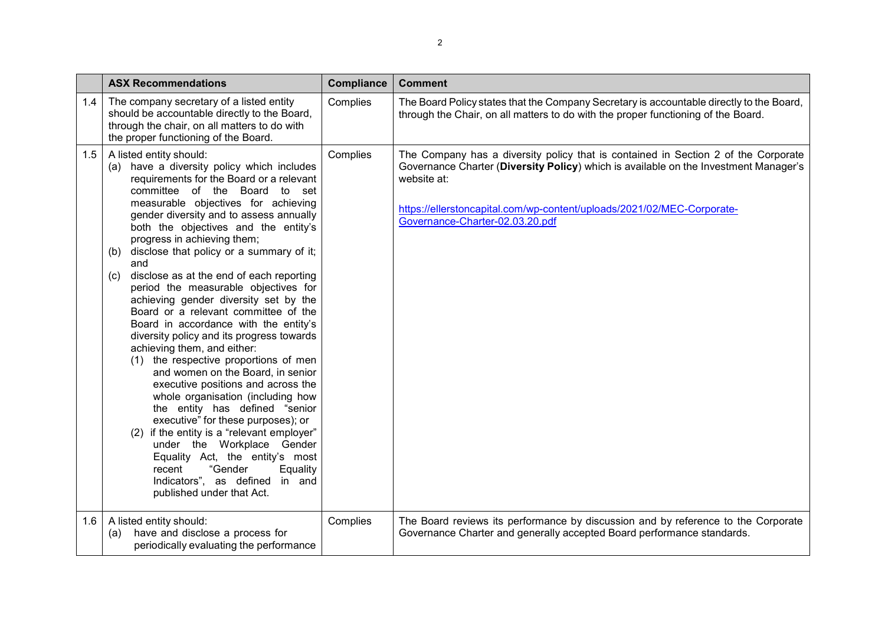|  | ASX Recommendations | Compliance | Comment |
|---|---|---|---|
| 1.4 | The company secretary of a listed entity should be accountable directly to the Board, through the chair, on all matters to do with the proper functioning of the Board. | Complies | The Board Policy states that the Company Secretary is accountable directly to the Board, through the Chair, on all matters to do with the proper functioning of the Board. |
| 1.5 | A listed entity should:<br>(a) have a diversity policy which includes requirements for the Board or a relevant committee of the Board to set measurable objectives for achieving gender diversity and to assess annually both the objectives and the entity's progress in achieving them;<br>(b) disclose that policy or a summary of it; and<br>(c) disclose as at the end of each reporting period the measurable objectives for achieving gender diversity set by the Board or a relevant committee of the Board in accordance with the entity's diversity policy and its progress towards achieving them, and either:<br>(1) the respective proportions of men and women on the Board, in senior executive positions and across the whole organisation (including how the entity has defined "senior executive" for these purposes); or<br>(2) if the entity is a "relevant employer" under the Workplace Gender Equality Act, the entity's most recent "Gender Equality Indicators", as defined in and published under that Act. | Complies | The Company has a diversity policy that is contained in Section 2 of the Corporate Governance Charter (**Diversity Policy**) which is available on the Investment Manager's website at:<br><br>https://ellerstoncapital.com/wp-content/uploads/2021/02/MEC-Corporate-Governance-Charter-02.03.20.pdf |
| 1.6 | A listed entity should:<br>(a) have and disclose a process for periodically evaluating the performance | Complies | The Board reviews its performance by discussion and by reference to the Corporate Governance Charter and generally accepted Board performance standards. |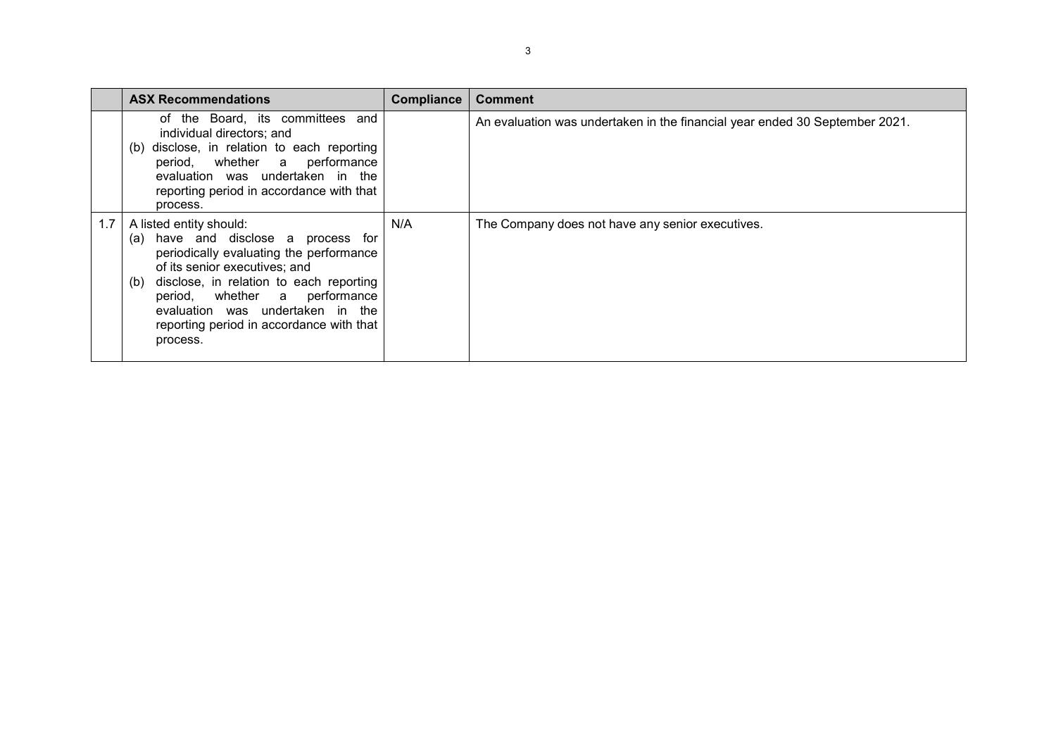|  | ASX Recommendations | Compliance | Comment |
| --- | --- | --- | --- |
|  | of the Board, its committees and individual directors; and (b) disclose, in relation to each reporting period, whether a performance evaluation was undertaken in the reporting period in accordance with that process. |  | An evaluation was undertaken in the financial year ended 30 September 2021. |
| 1.7 | A listed entity should: (a) have and disclose a process for periodically evaluating the performance of its senior executives; and (b) disclose, in relation to each reporting period, whether a performance evaluation was undertaken in the reporting period in accordance with that process. | N/A | The Company does not have any senior executives. |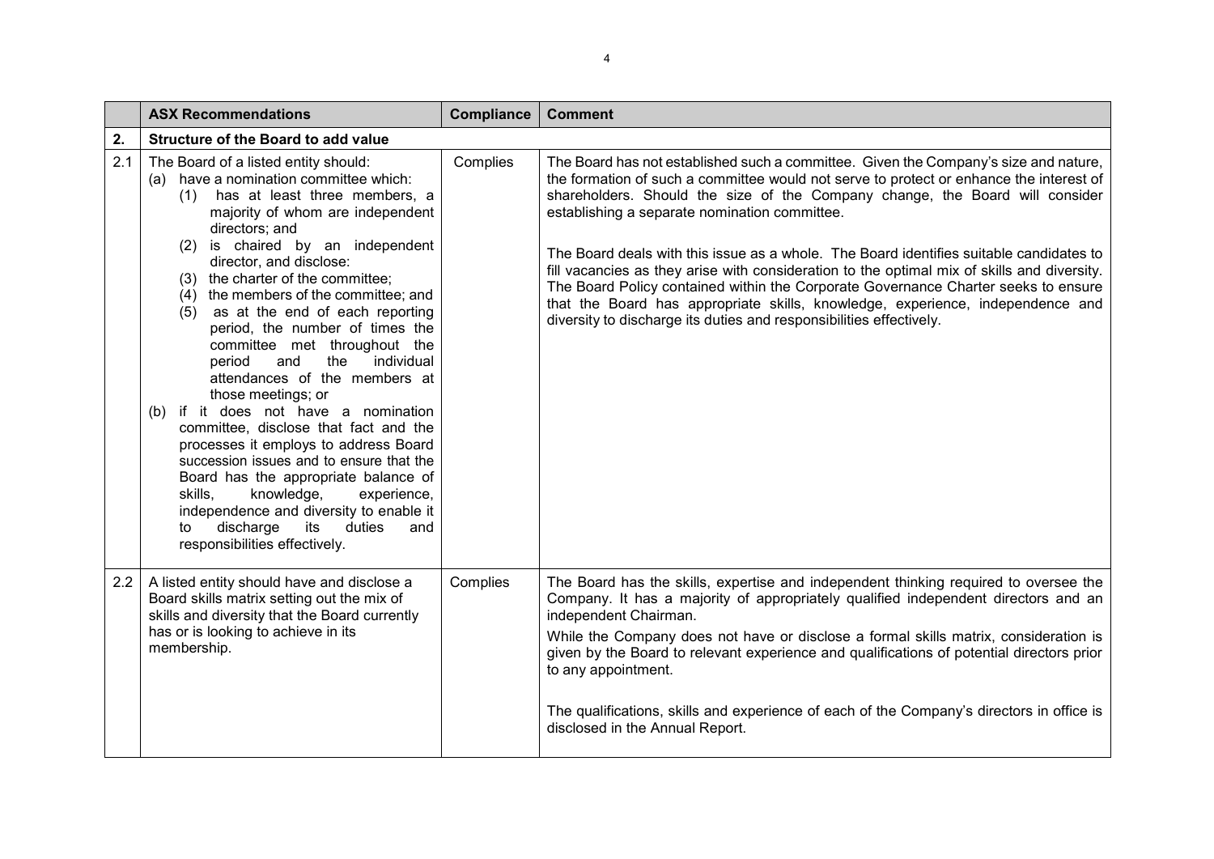| | ASX Recommendations | Compliance | Comment |
|---|---|---|---|
| **2.** | **Structure of the Board to add value** | | |
| 2.1 | The Board of a listed entity should:<br>(a) have a nomination committee which:<br>(1) has at least three members, a majority of whom are independent directors; and<br>(2) is chaired by an independent director, and disclose:<br>(3) the charter of the committee;<br>(4) the members of the committee; and<br>(5) as at the end of each reporting period, the number of times the committee met throughout the period and the individual attendances of the members at those meetings; or<br>(b) if it does not have a nomination committee, disclose that fact and the processes it employs to address Board succession issues and to ensure that the Board has the appropriate balance of skills, knowledge, experience, independence and diversity to enable it to discharge its duties and responsibilities effectively. | Complies | The Board has not established such a committee. Given the Company's size and nature, the formation of such a committee would not serve to protect or enhance the interest of shareholders. Should the size of the Company change, the Board will consider establishing a separate nomination committee.<br><br>The Board deals with this issue as a whole. The Board identifies suitable candidates to fill vacancies as they arise with consideration to the optimal mix of skills and diversity. The Board Policy contained within the Corporate Governance Charter seeks to ensure that the Board has appropriate skills, knowledge, experience, independence and diversity to discharge its duties and responsibilities effectively. |
| 2.2 | A listed entity should have and disclose a Board skills matrix setting out the mix of skills and diversity that the Board currently has or is looking to achieve in its membership. | Complies | The Board has the skills, expertise and independent thinking required to oversee the Company. It has a majority of appropriately qualified independent directors and an independent Chairman.<br>While the Company does not have or disclose a formal skills matrix, consideration is given by the Board to relevant experience and qualifications of potential directors prior to any appointment.<br><br>The qualifications, skills and experience of each of the Company's directors in office is disclosed in the Annual Report. |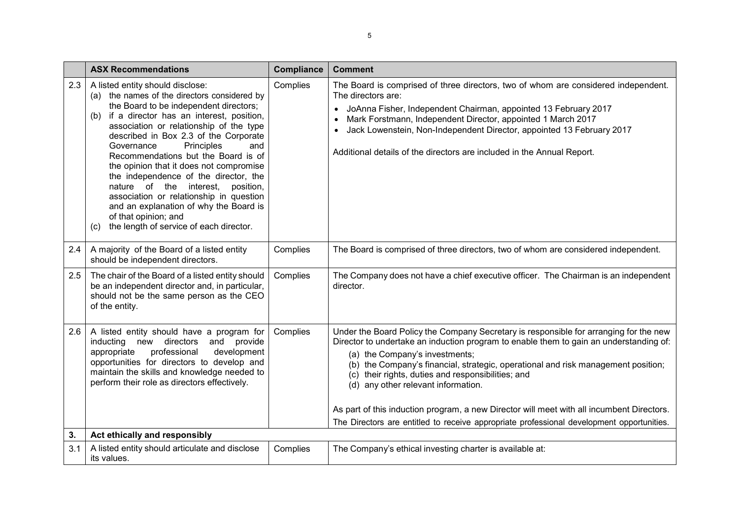| | ASX Recommendations | Compliance | Comment |
|---|---|---|---|
| 2.3 | A listed entity should disclose:<br>(a) the names of the directors considered by the Board to be independent directors;<br>(b) if a director has an interest, position, association or relationship of the type described in Box 2.3 of the Corporate Governance Principles and Recommendations but the Board is of the opinion that it does not compromise the independence of the director, the nature of the interest, position, association or relationship in question and an explanation of why the Board is of that opinion; and<br>(c) the length of service of each director. | Complies | The Board is comprised of three directors, two of whom are considered independent. The directors are:<br>• JoAnna Fisher, Independent Chairman, appointed 13 February 2017<br>• Mark Forstmann, Independent Director, appointed 1 March 2017<br>• Jack Lowenstein, Non-Independent Director, appointed 13 February 2017<br><br>Additional details of the directors are included in the Annual Report. |
| 2.4 | A majority of the Board of a listed entity should be independent directors. | Complies | The Board is comprised of three directors, two of whom are considered independent. |
| 2.5 | The chair of the Board of a listed entity should be an independent director and, in particular, should not be the same person as the CEO of the entity. | Complies | The Company does not have a chief executive officer. The Chairman is an independent director. |
| 2.6 | A listed entity should have a program for inducting new directors and provide appropriate professional development opportunities for directors to develop and maintain the skills and knowledge needed to perform their role as directors effectively. | Complies | Under the Board Policy the Company Secretary is responsible for arranging for the new Director to undertake an induction program to enable them to gain an understanding of:<br>(a) the Company's investments;<br>(b) the Company's financial, strategic, operational and risk management position;<br>(c) their rights, duties and responsibilities; and<br>(d) any other relevant information.<br><br>As part of this induction program, a new Director will meet with all incumbent Directors.<br>The Directors are entitled to receive appropriate professional development opportunities. |
| **3.** | **Act ethically and responsibly** | | |
| 3.1 | A listed entity should articulate and disclose its values. | Complies | The Company's ethical investing charter is available at: |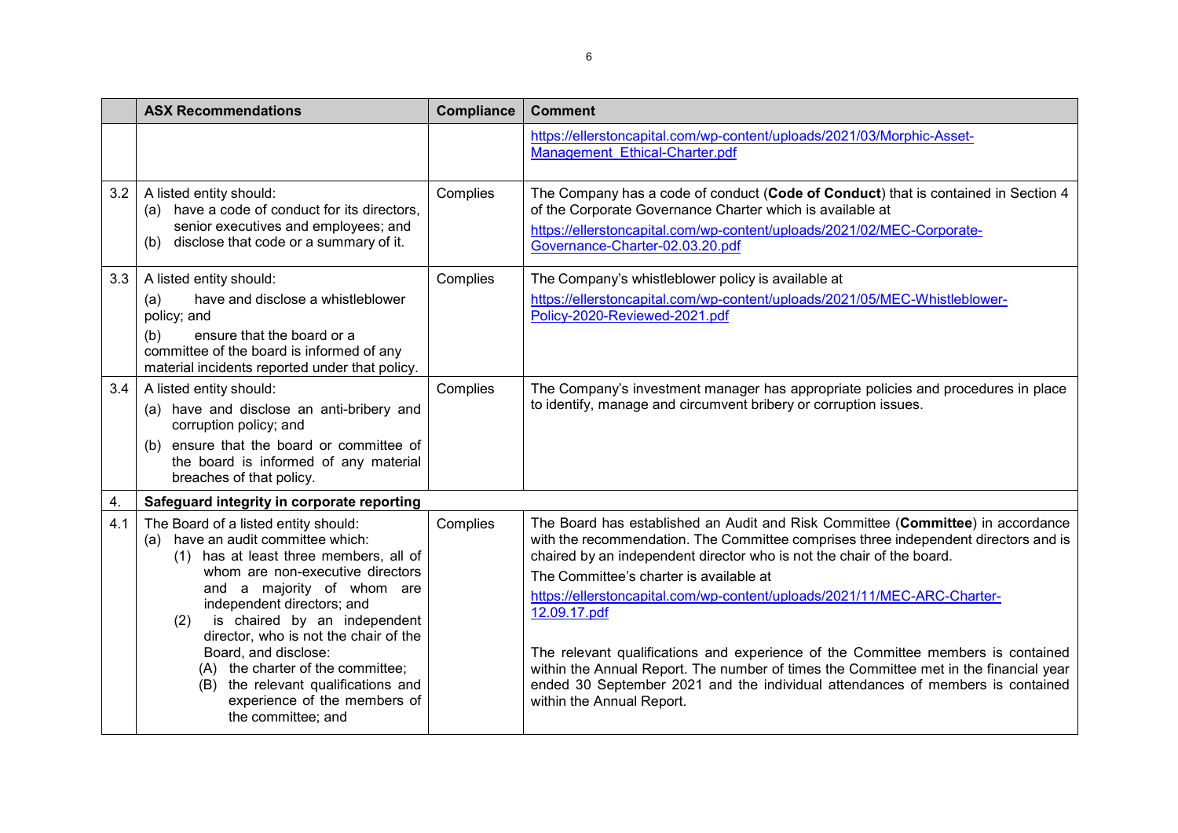| | ASX Recommendations | Compliance | Comment |
|---|---|---|---|
| | | | https://ellerstoncapital.com/wp-content/uploads/2021/03/Morphic-Asset-Management_Ethical-Charter.pdf |
| 3.2 | A listed entity should:<br>(a) have a code of conduct for its directors, senior executives and employees; and<br>(b) disclose that code or a summary of it. | Complies | The Company has a code of conduct (**Code of Conduct**) that is contained in Section 4 of the Corporate Governance Charter which is available at<br>https://ellerstoncapital.com/wp-content/uploads/2021/02/MEC-Corporate-Governance-Charter-02.03.20.pdf |
| 3.3 | A listed entity should:<br>(a) have and disclose a whistleblower policy; and<br>(b) ensure that the board or a committee of the board is informed of any material incidents reported under that policy. | Complies | The Company's whistleblower policy is available at<br>https://ellerstoncapital.com/wp-content/uploads/2021/05/MEC-Whistleblower-Policy-2020-Reviewed-2021.pdf |
| 3.4 | A listed entity should:<br>(a) have and disclose an anti-bribery and corruption policy; and<br>(b) ensure that the board or committee of the board is informed of any material breaches of that policy. | Complies | The Company's investment manager has appropriate policies and procedures in place to identify, manage and circumvent bribery or corruption issues. |
| 4. | **Safeguard integrity in corporate reporting** | | |
| 4.1 | The Board of a listed entity should:<br>(a) have an audit committee which:<br>(1) has at least three members, all of whom are non-executive directors and a majority of whom are independent directors; and<br>(2) is chaired by an independent director, who is not the chair of the Board, and disclose:<br>(A) the charter of the committee;<br>(B) the relevant qualifications and experience of the members of the committee; and | Complies | The Board has established an Audit and Risk Committee (**Committee**) in accordance with the recommendation. The Committee comprises three independent directors and is chaired by an independent director who is not the chair of the board.<br>The Committee's charter is available at<br>https://ellerstoncapital.com/wp-content/uploads/2021/11/MEC-ARC-Charter-12.09.17.pdf<br><br>The relevant qualifications and experience of the Committee members is contained within the Annual Report. The number of times the Committee met in the financial year ended 30 September 2021 and the individual attendances of members is contained within the Annual Report. |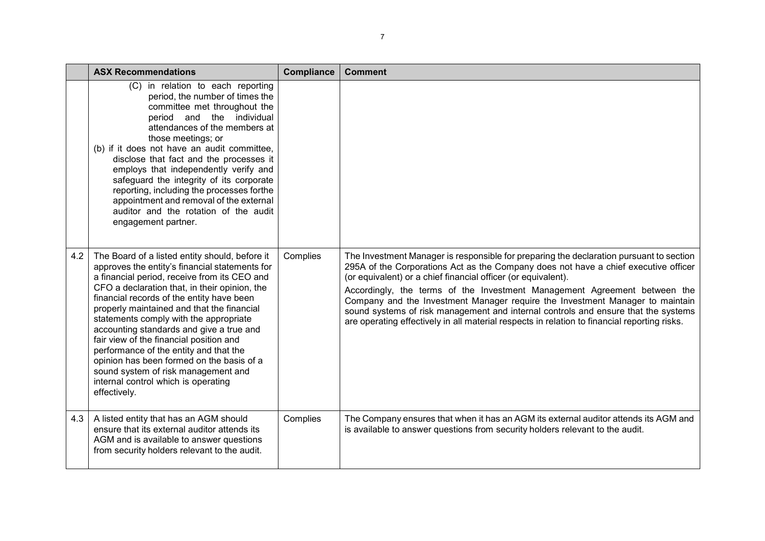| | ASX Recommendations | Compliance | Comment |
|---|---|---|---|
| | (C) in relation to each reporting period, the number of times the committee met throughout the period and the individual attendances of the members at those meetings; or<br>(b) if it does not have an audit committee, disclose that fact and the processes it employs that independently verify and safeguard the integrity of its corporate reporting, including the processes forthe appointment and removal of the external auditor and the rotation of the audit engagement partner. | | |
| 4.2 | The Board of a listed entity should, before it approves the entity's financial statements for a financial period, receive from its CEO and CFO a declaration that, in their opinion, the financial records of the entity have been properly maintained and that the financial statements comply with the appropriate accounting standards and give a true and fair view of the financial position and performance of the entity and that the opinion has been formed on the basis of a sound system of risk management and internal control which is operating effectively. | Complies | The Investment Manager is responsible for preparing the declaration pursuant to section 295A of the Corporations Act as the Company does not have a chief executive officer (or equivalent) or a chief financial officer (or equivalent).<br>Accordingly, the terms of the Investment Management Agreement between the Company and the Investment Manager require the Investment Manager to maintain sound systems of risk management and internal controls and ensure that the systems are operating effectively in all material respects in relation to financial reporting risks. |
| 4.3 | A listed entity that has an AGM should ensure that its external auditor attends its AGM and is available to answer questions from security holders relevant to the audit. | Complies | The Company ensures that when it has an AGM its external auditor attends its AGM and is available to answer questions from security holders relevant to the audit. |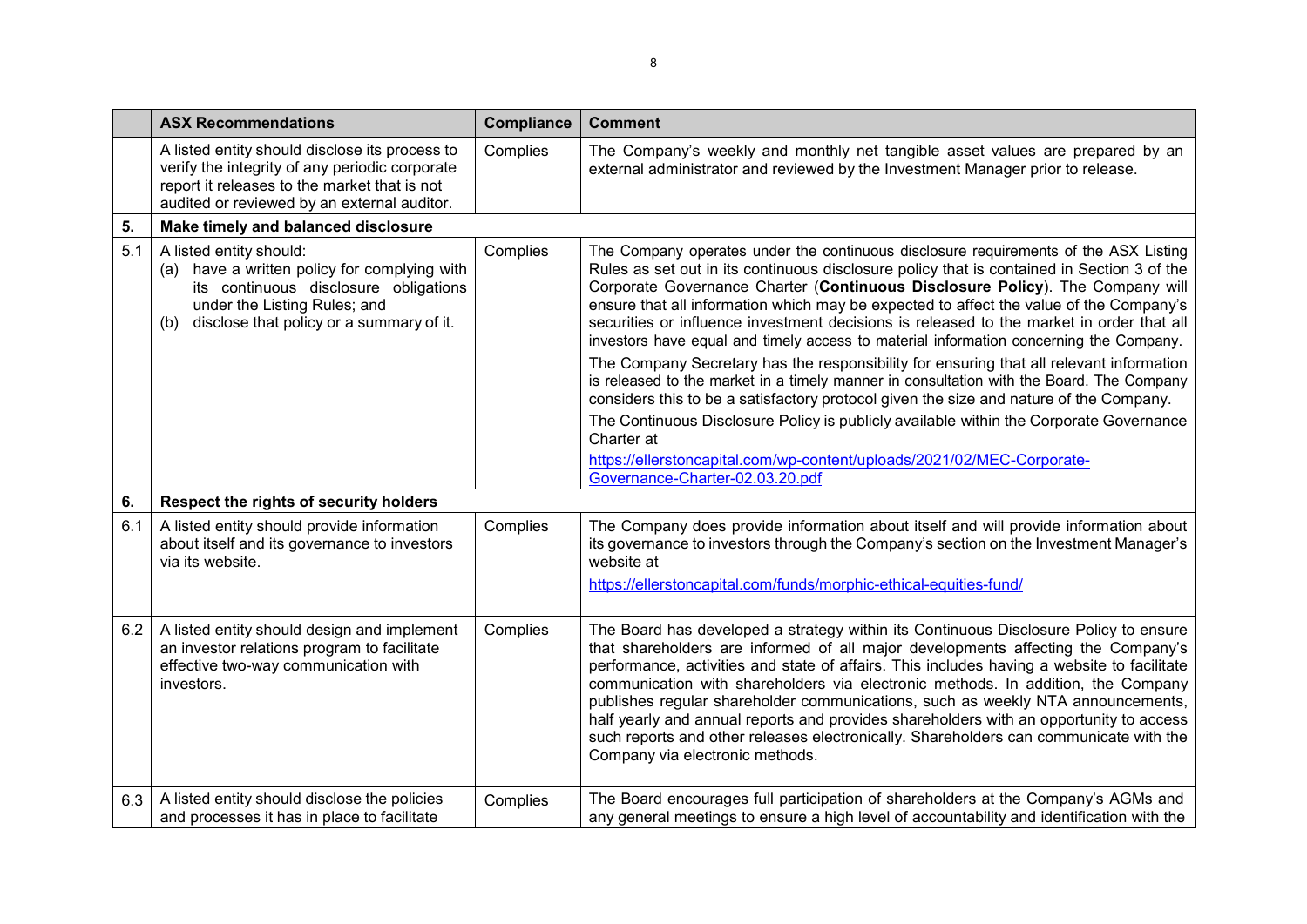| | ASX Recommendations | Compliance | Comment |
|---|---|---|---|
| | A listed entity should disclose its process to verify the integrity of any periodic corporate report it releases to the market that is not audited or reviewed by an external auditor. | Complies | The Company's weekly and monthly net tangible asset values are prepared by an external administrator and reviewed by the Investment Manager prior to release. |
| **5.** | **Make timely and balanced disclosure** | | |
| 5.1 | A listed entity should:<br>(a) have a written policy for complying with its continuous disclosure obligations under the Listing Rules; and<br>(b) disclose that policy or a summary of it. | Complies | The Company operates under the continuous disclosure requirements of the ASX Listing Rules as set out in its continuous disclosure policy that is contained in Section 3 of the Corporate Governance Charter (**Continuous Disclosure Policy**). The Company will ensure that all information which may be expected to affect the value of the Company's securities or influence investment decisions is released to the market in order that all investors have equal and timely access to material information concerning the Company.<br>The Company Secretary has the responsibility for ensuring that all relevant information is released to the market in a timely manner in consultation with the Board. The Company considers this to be a satisfactory protocol given the size and nature of the Company.<br>The Continuous Disclosure Policy is publicly available within the Corporate Governance Charter at<br>https://ellerstoncapital.com/wp-content/uploads/2021/02/MEC-Corporate-Governance-Charter-02.03.20.pdf |
| **6.** | **Respect the rights of security holders** | | |
| 6.1 | A listed entity should provide information about itself and its governance to investors via its website. | Complies | The Company does provide information about itself and will provide information about its governance to investors through the Company's section on the Investment Manager's website at<br>https://ellerstoncapital.com/funds/morphic-ethical-equities-fund/ |
| 6.2 | A listed entity should design and implement an investor relations program to facilitate effective two-way communication with investors. | Complies | The Board has developed a strategy within its Continuous Disclosure Policy to ensure that shareholders are informed of all major developments affecting the Company's performance, activities and state of affairs. This includes having a website to facilitate communication with shareholders via electronic methods. In addition, the Company publishes regular shareholder communications, such as weekly NTA announcements, half yearly and annual reports and provides shareholders with an opportunity to access such reports and other releases electronically. Shareholders can communicate with the Company via electronic methods. |
| 6.3 | A listed entity should disclose the policies and processes it has in place to facilitate | Complies | The Board encourages full participation of shareholders at the Company's AGMs and any general meetings to ensure a high level of accountability and identification with the |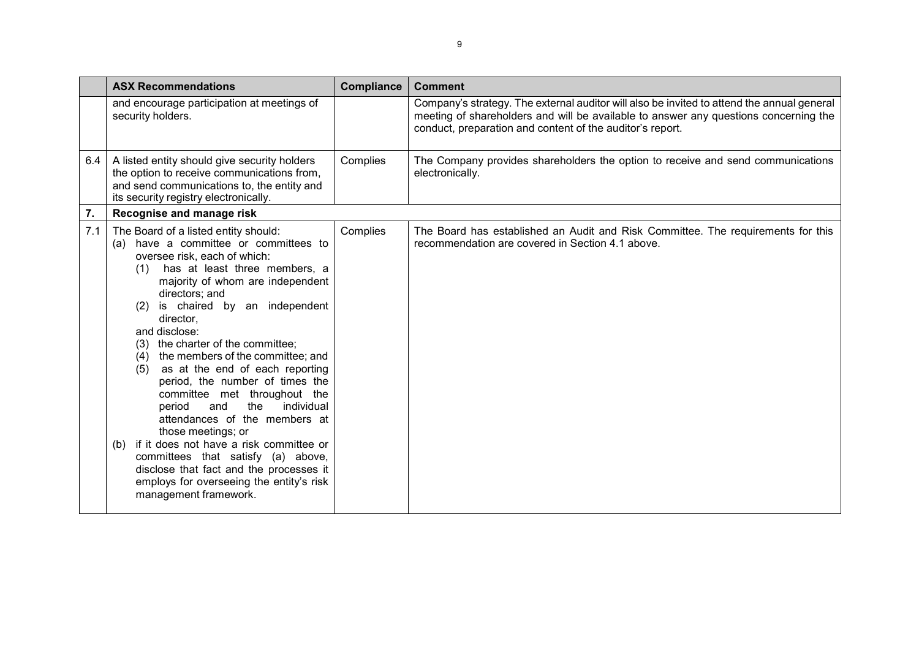| | ASX Recommendations | Compliance | Comment |
|---|---|---|---|
| | and encourage participation at meetings of security holders. | | Company's strategy. The external auditor will also be invited to attend the annual general meeting of shareholders and will be available to answer any questions concerning the conduct, preparation and content of the auditor's report. |
| 6.4 | A listed entity should give security holders the option to receive communications from, and send communications to, the entity and its security registry electronically. | Complies | The Company provides shareholders the option to receive and send communications electronically. |
| **7.** | **Recognise and manage risk** | | |
| 7.1 | The Board of a listed entity should:<br>(a) have a committee or committees to oversee risk, each of which:<br>(1) has at least three members, a majority of whom are independent directors; and<br>(2) is chaired by an independent director,<br>and disclose:<br>(3) the charter of the committee;<br>(4) the members of the committee; and<br>(5) as at the end of each reporting period, the number of times the committee met throughout the period and the individual attendances of the members at those meetings; or<br>(b) if it does not have a risk committee or committees that satisfy (a) above, disclose that fact and the processes it employs for overseeing the entity's risk management framework. | Complies | The Board has established an Audit and Risk Committee. The requirements for this recommendation are covered in Section 4.1 above. |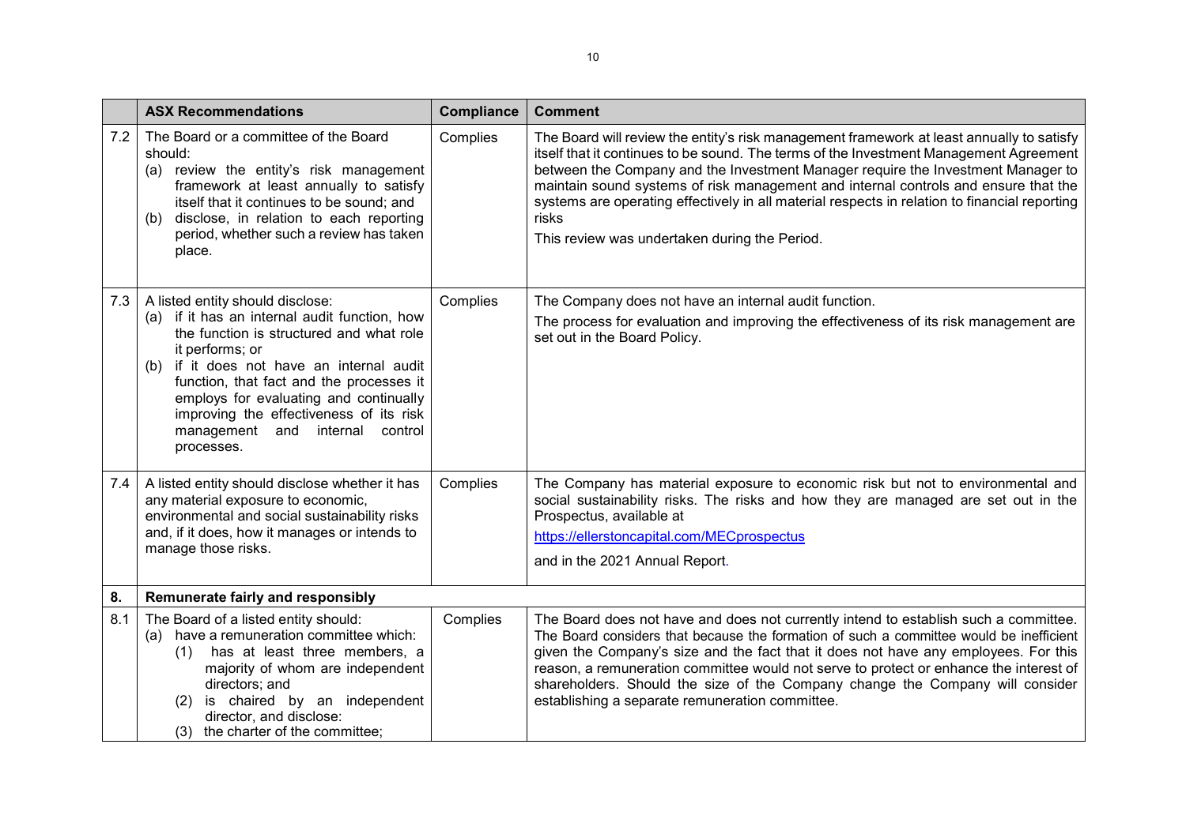|  | ASX Recommendations | Compliance | Comment |
|---|---|---|---|
| 7.2 | The Board or a committee of the Board should:<br>(a) review the entity's risk management framework at least annually to satisfy itself that it continues to be sound; and<br>(b) disclose, in relation to each reporting period, whether such a review has taken place. | Complies | The Board will review the entity's risk management framework at least annually to satisfy itself that it continues to be sound. The terms of the Investment Management Agreement between the Company and the Investment Manager require the Investment Manager to maintain sound systems of risk management and internal controls and ensure that the systems are operating effectively in all material respects in relation to financial reporting risks<br>This review was undertaken during the Period. |
| 7.3 | A listed entity should disclose:<br>(a) if it has an internal audit function, how the function is structured and what role it performs; or<br>(b) if it does not have an internal audit function, that fact and the processes it employs for evaluating and continually improving the effectiveness of its risk management and internal control processes. | Complies | The Company does not have an internal audit function.<br>The process for evaluation and improving the effectiveness of its risk management are set out in the Board Policy. |
| 7.4 | A listed entity should disclose whether it has any material exposure to economic, environmental and social sustainability risks and, if it does, how it manages or intends to manage those risks. | Complies | The Company has material exposure to economic risk but not to environmental and social sustainability risks. The risks and how they are managed are set out in the Prospectus, available at<br>https://ellerstoncapital.com/MECprospectus<br>and in the 2021 Annual Report. |
| **8.** | **Remunerate fairly and responsibly** | | |
| 8.1 | The Board of a listed entity should:<br>(a) have a remuneration committee which:<br>(1) has at least three members, a majority of whom are independent directors; and<br>(2) is chaired by an independent director, and disclose:<br>(3) the charter of the committee; | Complies | The Board does not have and does not currently intend to establish such a committee. The Board considers that because the formation of such a committee would be inefficient given the Company's size and the fact that it does not have any employees. For this reason, a remuneration committee would not serve to protect or enhance the interest of shareholders. Should the size of the Company change the Company will consider establishing a separate remuneration committee. |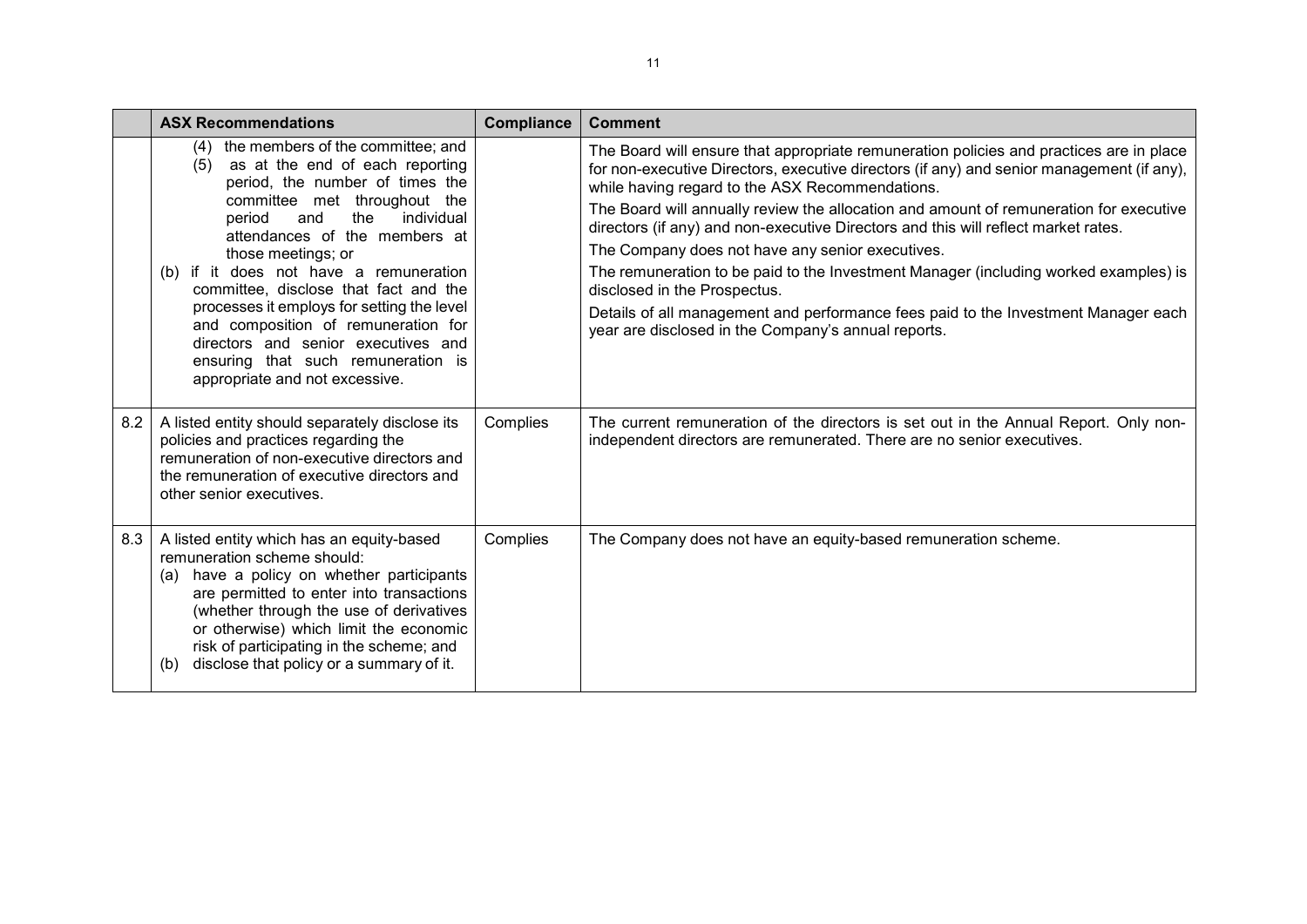| | ASX Recommendations | Compliance | Comment |
|---|---|---|---|
| | (4) the members of the committee; and (5) as at the end of each reporting period, the number of times the committee met throughout the period and the individual attendances of the members at those meetings; or (b) if it does not have a remuneration committee, disclose that fact and the processes it employs for setting the level and composition of remuneration for directors and senior executives and ensuring that such remuneration is appropriate and not excessive. | | The Board will ensure that appropriate remuneration policies and practices are in place for non-executive Directors, executive directors (if any) and senior management (if any), while having regard to the ASX Recommendations. The Board will annually review the allocation and amount of remuneration for executive directors (if any) and non-executive Directors and this will reflect market rates. The Company does not have any senior executives. The remuneration to be paid to the Investment Manager (including worked examples) is disclosed in the Prospectus. Details of all management and performance fees paid to the Investment Manager each year are disclosed in the Company's annual reports. |
| 8.2 | A listed entity should separately disclose its policies and practices regarding the remuneration of non-executive directors and the remuneration of executive directors and other senior executives. | Complies | The current remuneration of the directors is set out in the Annual Report. Only non-independent directors are remunerated. There are no senior executives. |
| 8.3 | A listed entity which has an equity-based remuneration scheme should: (a) have a policy on whether participants are permitted to enter into transactions (whether through the use of derivatives or otherwise) which limit the economic risk of participating in the scheme; and (b) disclose that policy or a summary of it. | Complies | The Company does not have an equity-based remuneration scheme. |